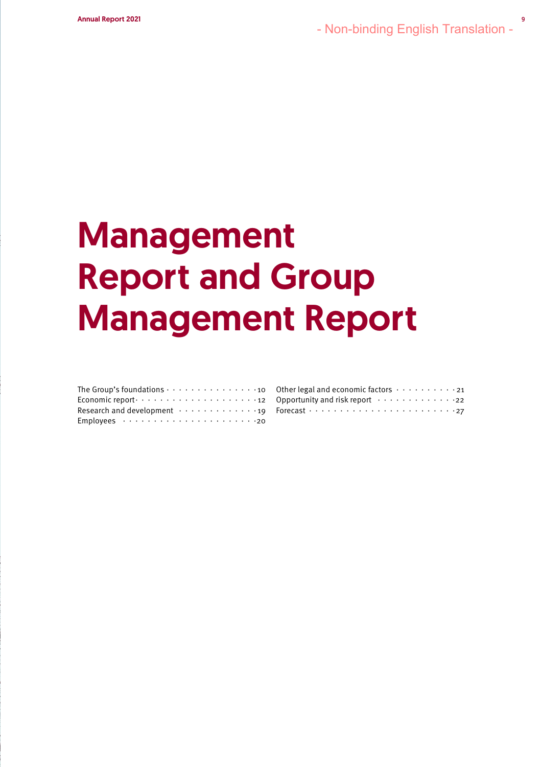- Non-binding English Translation -

# Management Report and Group Management Report

| | |
|---|---|
| The Group's foundations | 10 |
| Economic report | 12 |
| Research and development | 19 |
| Employees | 20 |
| Other legal and economic factors | 21 |
| Opportunity and risk report | 22 |
| Forecast | 27 |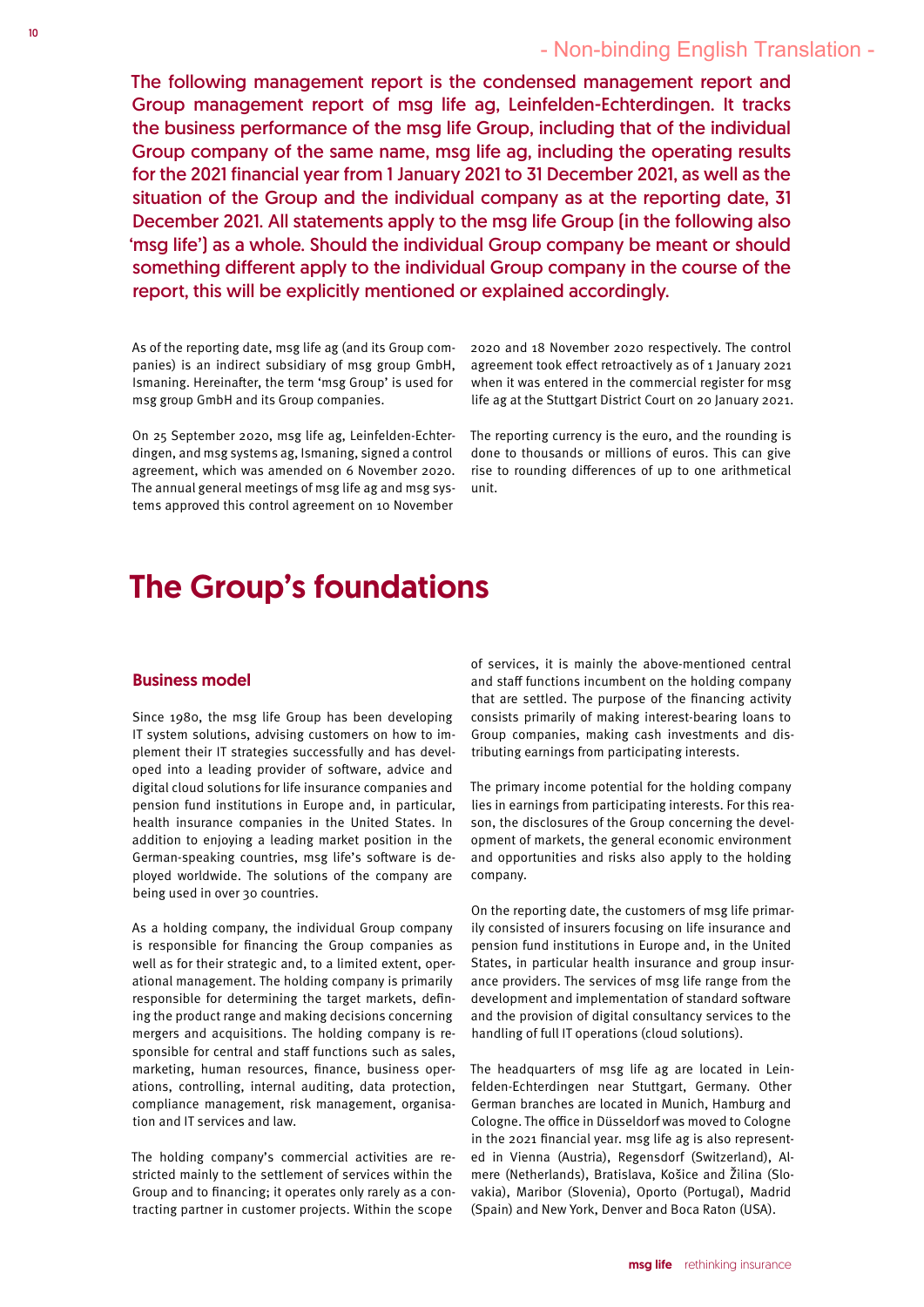- Non-binding English Translation -

**The following management report is the condensed management report and Group management report of msg life ag, Leinfelden-Echterdingen. It tracks the business performance of the msg life Group, including that of the individual Group company of the same name, msg life ag, including the operating results for the 2021 financial year from 1 January 2021 to 31 December 2021, as well as the situation of the Group and the individual company as at the reporting date, 31 December 2021. All statements apply to the msg life Group (in the following also 'msg life') as a whole. Should the individual Group company be meant or should something different apply to the individual Group company in the course of the report, this will be explicitly mentioned or explained accordingly.**

As of the reporting date, msg life ag (and its Group companies) is an indirect subsidiary of msg group GmbH, Ismaning. Hereinafter, the term 'msg Group' is used for msg group GmbH and its Group companies.

On 25 September 2020, msg life ag, Leinfelden-Echterdingen, and msg systems ag, Ismaning, signed a control agreement, which was amended on 6 November 2020. The annual general meetings of msg life ag and msg systems approved this control agreement on 10 November 2020 and 18 November 2020 respectively. The control agreement took effect retroactively as of 1 January 2021 when it was entered in the commercial register for msg life ag at the Stuttgart District Court on 20 January 2021.

The reporting currency is the euro, and the rounding is done to thousands or millions of euros. This can give rise to rounding differences of up to one arithmetical unit.

# The Group's foundations

## Business model

Since 1980, the msg life Group has been developing IT system solutions, advising customers on how to implement their IT strategies successfully and has developed into a leading provider of software, advice and digital cloud solutions for life insurance companies and pension fund institutions in Europe and, in particular, health insurance companies in the United States. In addition to enjoying a leading market position in the German-speaking countries, msg life's software is deployed worldwide. The solutions of the company are being used in over 30 countries.

As a holding company, the individual Group company is responsible for financing the Group companies as well as for their strategic and, to a limited extent, operational management. The holding company is primarily responsible for determining the target markets, defining the product range and making decisions concerning mergers and acquisitions. The holding company is responsible for central and staff functions such as sales, marketing, human resources, finance, business operations, controlling, internal auditing, data protection, compliance management, risk management, organisation and IT services and law.

The holding company's commercial activities are restricted mainly to the settlement of services within the Group and to financing; it operates only rarely as a contracting partner in customer projects. Within the scope of services, it is mainly the above-mentioned central and staff functions incumbent on the holding company that are settled. The purpose of the financing activity consists primarily of making interest-bearing loans to Group companies, making cash investments and distributing earnings from participating interests.

The primary income potential for the holding company lies in earnings from participating interests. For this reason, the disclosures of the Group concerning the development of markets, the general economic environment and opportunities and risks also apply to the holding company.

On the reporting date, the customers of msg life primarily consisted of insurers focusing on life insurance and pension fund institutions in Europe and, in the United States, in particular health insurance and group insurance providers. The services of msg life range from the development and implementation of standard software and the provision of digital consultancy services to the handling of full IT operations (cloud solutions).

The headquarters of msg life ag are located in Leinfelden-Echterdingen near Stuttgart, Germany. Other German branches are located in Munich, Hamburg and Cologne. The office in Düsseldorf was moved to Cologne in the 2021 financial year. msg life ag is also represented in Vienna (Austria), Regensdorf (Switzerland), Almere (Netherlands), Bratislava, Košice and Žilina (Slovakia), Maribor (Slovenia), Oporto (Portugal), Madrid (Spain) and New York, Denver and Boca Raton (USA).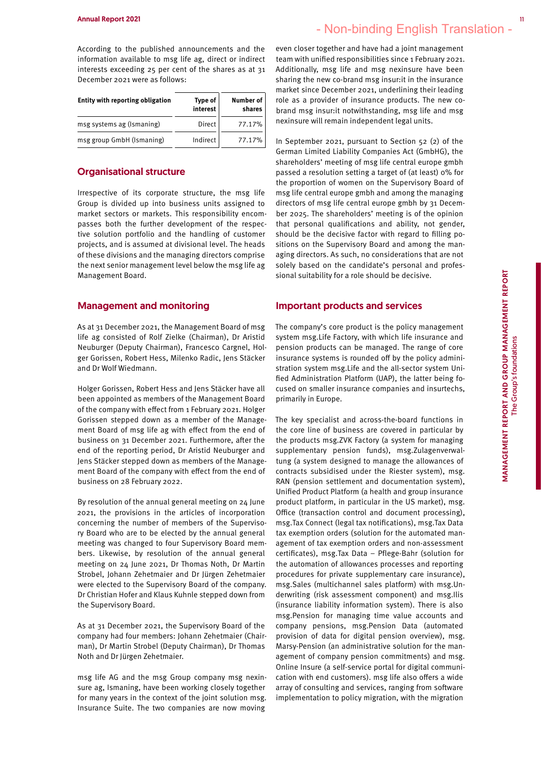According to the published announcements and the information available to msg life ag, direct or indirect interests exceeding 25 per cent of the shares as at 31 December 2021 were as follows:

| Entity with reporting obligation | Type of interest | Number of shares |
|---|---|---|
| msg systems ag (Ismaning) | Direct | 77.17% |
| msg group GmbH (Ismaning) | Indirect | 77.17% |

## Organisational structure

Irrespective of its corporate structure, the msg life Group is divided up into business units assigned to market sectors or markets. This responsibility encompasses both the further development of the respective solution portfolio and the handling of customer projects, and is assumed at divisional level. The heads of these divisions and the managing directors comprise the next senior management level below the msg life ag Management Board.

## Management and monitoring

As at 31 December 2021, the Management Board of msg life ag consisted of Rolf Zielke (Chairman), Dr Aristid Neuburger (Deputy Chairman), Francesco Cargnel, Holger Gorissen, Robert Hess, Milenko Radic, Jens Stäcker and Dr Wolf Wiedmann.

Holger Gorissen, Robert Hess and Jens Stäcker have all been appointed as members of the Management Board of the company with effect from 1 February 2021. Holger Gorissen stepped down as a member of the Management Board of msg life ag with effect from the end of business on 31 December 2021. Furthermore, after the end of the reporting period, Dr Aristid Neuburger and Jens Stäcker stepped down as members of the Management Board of the company with effect from the end of business on 28 February 2022.

By resolution of the annual general meeting on 24 June 2021, the provisions in the articles of incorporation concerning the number of members of the Supervisory Board who are to be elected by the annual general meeting was changed to four Supervisory Board members. Likewise, by resolution of the annual general meeting on 24 June 2021, Dr Thomas Noth, Dr Martin Strobel, Johann Zehetmaier and Dr Jürgen Zehetmaier were elected to the Supervisory Board of the company. Dr Christian Hofer and Klaus Kuhnle stepped down from the Supervisory Board.

As at 31 December 2021, the Supervisory Board of the company had four members: Johann Zehetmaier (Chairman), Dr Martin Strobel (Deputy Chairman), Dr Thomas Noth and Dr Jürgen Zehetmaier.

msg life AG and the msg Group company msg nexinsure ag, Ismaning, have been working closely together for many years in the context of the joint solution msg. Insurance Suite. The two companies are now moving even closer together and have had a joint management team with unified responsibilities since 1 February 2021. Additionally, msg life and msg nexinsure have been sharing the new co-brand msg insur:it in the insurance market since December 2021, underlining their leading role as a provider of insurance products. The new co-brand msg insur:it notwithstanding, msg life and msg nexinsure will remain independent legal units.

In September 2021, pursuant to Section 52 (2) of the German Limited Liability Companies Act (GmbHG), the shareholders' meeting of msg life central europe gmbh passed a resolution setting a target of (at least) 0% for the proportion of women on the Supervisory Board of msg life central europe gmbh and among the managing directors of msg life central europe gmbh by 31 December 2025. The shareholders' meeting is of the opinion that personal qualifications and ability, not gender, should be the decisive factor with regard to filling positions on the Supervisory Board and among the managing directors. As such, no considerations that are not solely based on the candidate's personal and professional suitability for a role should be decisive.

## Important products and services

The company's core product is the policy management system msg.Life Factory, with which life insurance and pension products can be managed. The range of core insurance systems is rounded off by the policy administration system msg.Life and the all-sector system Unified Administration Platform (UAP), the latter being focused on smaller insurance companies and insurtechs, primarily in Europe.

The key specialist and across-the-board functions in the core line of business are covered in particular by the products msg.ZVK Factory (a system for managing supplementary pension funds), msg.Zulagenverwaltung (a system designed to manage the allowances of contracts subsidised under the Riester system), msg.RAN (pension settlement and documentation system), Unified Product Platform (a health and group insurance product platform, in particular in the US market), msg.Office (transaction control and document processing), msg.Tax Connect (legal tax notifications), msg.Tax Data tax exemption orders (solution for the automated management of tax exemption orders and non-assessment certificates), msg.Tax Data – Pflege-Bahr (solution for the automation of allowances processes and reporting procedures for private supplementary care insurance), msg.Sales (multichannel sales platform) with msg.Underwriting (risk assessment component) and msg.Ilis (insurance liability information system). There is also msg.Pension for managing time value accounts and company pensions, msg.Pension Data (automated provision of data for digital pension overview), msg.Marsy-Pension (an administrative solution for the management of company pension commitments) and msg.Online Insure (a self-service portal for digital communication with end customers). msg life also offers a wide array of consulting and services, ranging from software implementation to policy migration, with the migration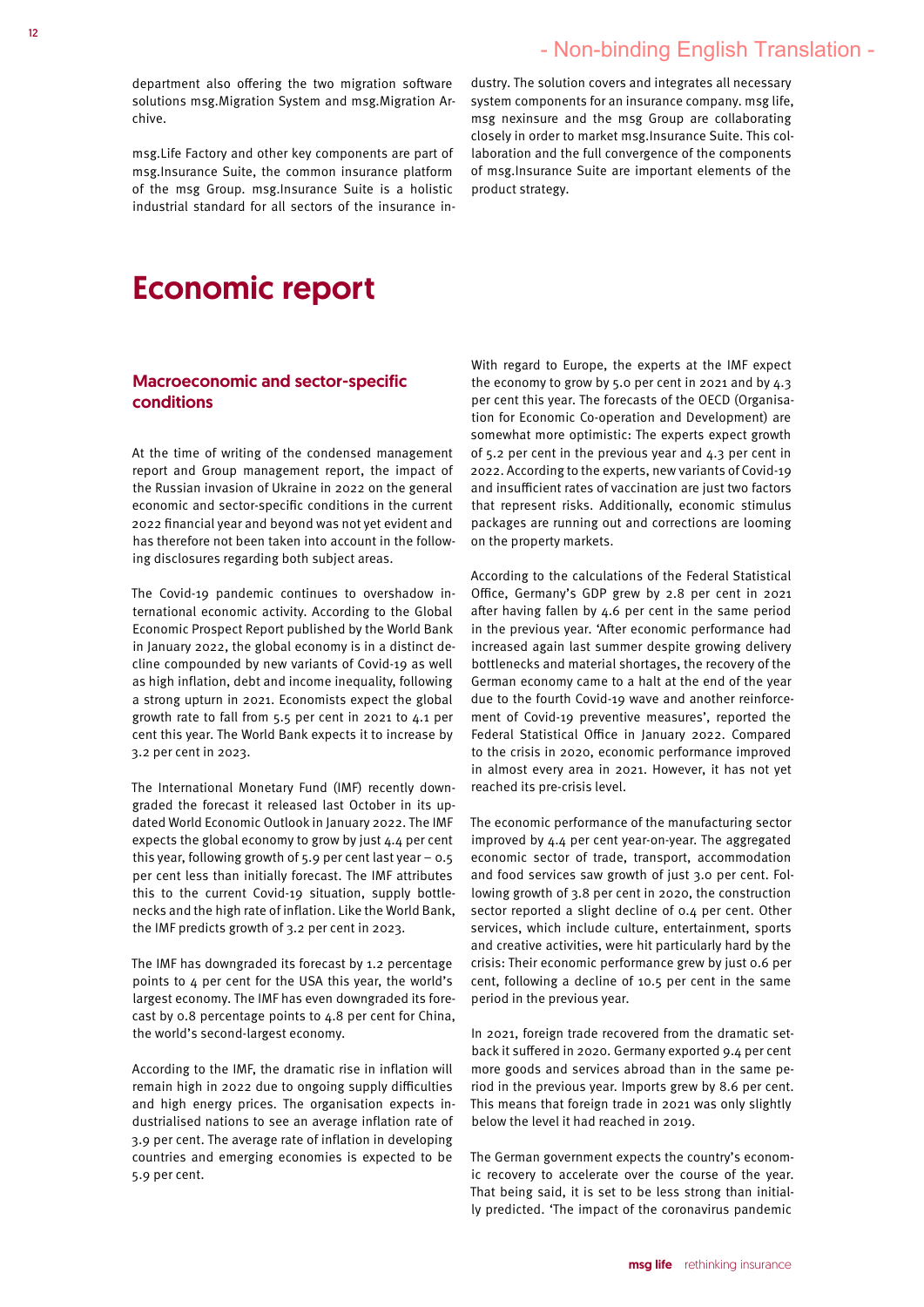department also offering the two migration software solutions msg.Migration System and msg.Migration Archive.

msg.Life Factory and other key components are part of msg.Insurance Suite, the common insurance platform of the msg Group. msg.Insurance Suite is a holistic industrial standard for all sectors of the insurance industry. The solution covers and integrates all necessary system components for an insurance company. msg life, msg nexinsure and the msg Group are collaborating closely in order to market msg.Insurance Suite. This collaboration and the full convergence of the components of msg.Insurance Suite are important elements of the product strategy.

# Economic report

## Macroeconomic and sector-specific conditions

At the time of writing of the condensed management report and Group management report, the impact of the Russian invasion of Ukraine in 2022 on the general economic and sector-specific conditions in the current 2022 financial year and beyond was not yet evident and has therefore not been taken into account in the following disclosures regarding both subject areas.

The Covid-19 pandemic continues to overshadow international economic activity. According to the Global Economic Prospect Report published by the World Bank in January 2022, the global economy is in a distinct decline compounded by new variants of Covid-19 as well as high inflation, debt and income inequality, following a strong upturn in 2021. Economists expect the global growth rate to fall from 5.5 per cent in 2021 to 4.1 per cent this year. The World Bank expects it to increase by 3.2 per cent in 2023.

The International Monetary Fund (IMF) recently downgraded the forecast it released last October in its updated World Economic Outlook in January 2022. The IMF expects the global economy to grow by just 4.4 per cent this year, following growth of 5.9 per cent last year – 0.5 per cent less than initially forecast. The IMF attributes this to the current Covid-19 situation, supply bottlenecks and the high rate of inflation. Like the World Bank, the IMF predicts growth of 3.2 per cent in 2023.

The IMF has downgraded its forecast by 1.2 percentage points to 4 per cent for the USA this year, the world's largest economy. The IMF has even downgraded its forecast by 0.8 percentage points to 4.8 per cent for China, the world's second-largest economy.

According to the IMF, the dramatic rise in inflation will remain high in 2022 due to ongoing supply difficulties and high energy prices. The organisation expects industrialised nations to see an average inflation rate of 3.9 per cent. The average rate of inflation in developing countries and emerging economies is expected to be 5.9 per cent.

With regard to Europe, the experts at the IMF expect the economy to grow by 5.0 per cent in 2021 and by 4.3 per cent this year. The forecasts of the OECD (Organisation for Economic Co-operation and Development) are somewhat more optimistic: The experts expect growth of 5.2 per cent in the previous year and 4.3 per cent in 2022. According to the experts, new variants of Covid-19 and insufficient rates of vaccination are just two factors that represent risks. Additionally, economic stimulus packages are running out and corrections are looming on the property markets.

According to the calculations of the Federal Statistical Office, Germany's GDP grew by 2.8 per cent in 2021 after having fallen by 4.6 per cent in the same period in the previous year. 'After economic performance had increased again last summer despite growing delivery bottlenecks and material shortages, the recovery of the German economy came to a halt at the end of the year due to the fourth Covid-19 wave and another reinforcement of Covid-19 preventive measures', reported the Federal Statistical Office in January 2022. Compared to the crisis in 2020, economic performance improved in almost every area in 2021. However, it has not yet reached its pre-crisis level.

The economic performance of the manufacturing sector improved by 4.4 per cent year-on-year. The aggregated economic sector of trade, transport, accommodation and food services saw growth of just 3.0 per cent. Following growth of 3.8 per cent in 2020, the construction sector reported a slight decline of 0.4 per cent. Other services, which include culture, entertainment, sports and creative activities, were hit particularly hard by the crisis: Their economic performance grew by just 0.6 per cent, following a decline of 10.5 per cent in the same period in the previous year.

In 2021, foreign trade recovered from the dramatic setback it suffered in 2020. Germany exported 9.4 per cent more goods and services abroad than in the same period in the previous year. Imports grew by 8.6 per cent. This means that foreign trade in 2021 was only slightly below the level it had reached in 2019.

The German government expects the country's economic recovery to accelerate over the course of the year. That being said, it is set to be less strong than initially predicted. 'The impact of the coronavirus pandemic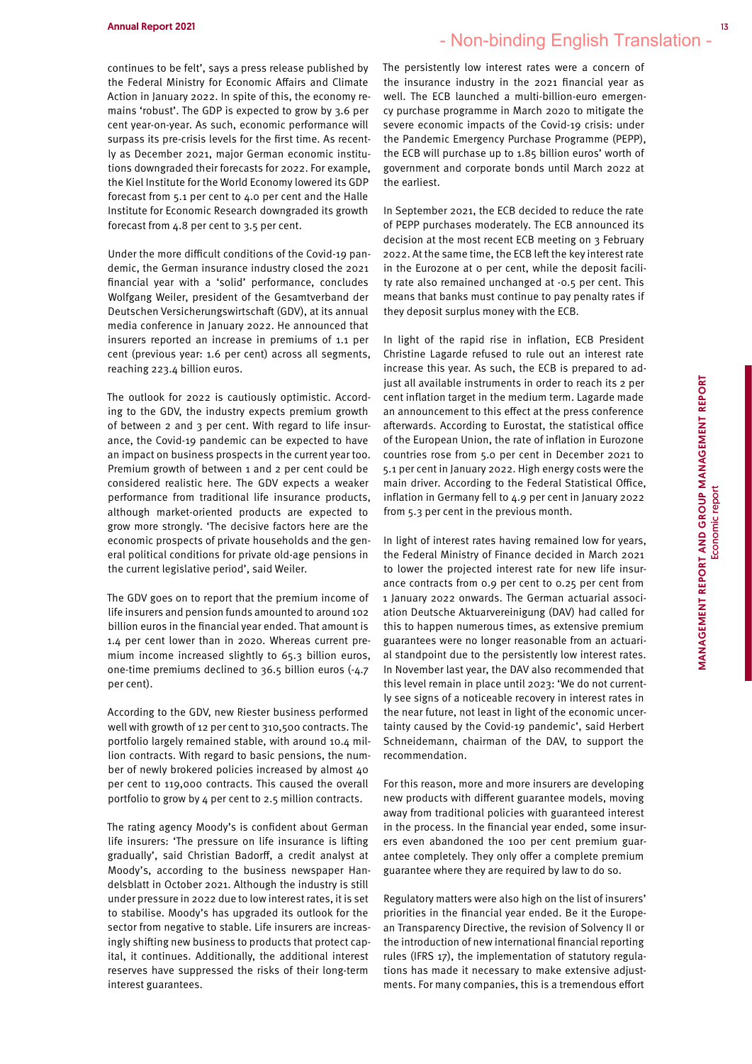continues to be felt', says a press release published by the Federal Ministry for Economic Affairs and Climate Action in January 2022. In spite of this, the economy remains 'robust'. The GDP is expected to grow by 3.6 per cent year-on-year. As such, economic performance will surpass its pre-crisis levels for the first time. As recently as December 2021, major German economic institutions downgraded their forecasts for 2022. For example, the Kiel Institute for the World Economy lowered its GDP forecast from 5.1 per cent to 4.0 per cent and the Halle Institute for Economic Research downgraded its growth forecast from 4.8 per cent to 3.5 per cent.

Under the more difficult conditions of the Covid-19 pandemic, the German insurance industry closed the 2021 financial year with a 'solid' performance, concludes Wolfgang Weiler, president of the Gesamtverband der Deutschen Versicherungswirtschaft (GDV), at its annual media conference in January 2022. He announced that insurers reported an increase in premiums of 1.1 per cent (previous year: 1.6 per cent) across all segments, reaching 223.4 billion euros.

The outlook for 2022 is cautiously optimistic. According to the GDV, the industry expects premium growth of between 2 and 3 per cent. With regard to life insurance, the Covid-19 pandemic can be expected to have an impact on business prospects in the current year too. Premium growth of between 1 and 2 per cent could be considered realistic here. The GDV expects a weaker performance from traditional life insurance products, although market-oriented products are expected to grow more strongly. 'The decisive factors here are the economic prospects of private households and the general political conditions for private old-age pensions in the current legislative period', said Weiler.

The GDV goes on to report that the premium income of life insurers and pension funds amounted to around 102 billion euros in the financial year ended. That amount is 1.4 per cent lower than in 2020. Whereas current premium income increased slightly to 65.3 billion euros, one-time premiums declined to 36.5 billion euros (-4.7 per cent).

According to the GDV, new Riester business performed well with growth of 12 per cent to 310,500 contracts. The portfolio largely remained stable, with around 10.4 million contracts. With regard to basic pensions, the number of newly brokered policies increased by almost 40 per cent to 119,000 contracts. This caused the overall portfolio to grow by 4 per cent to 2.5 million contracts.

The rating agency Moody's is confident about German life insurers: 'The pressure on life insurance is lifting gradually', said Christian Badorff, a credit analyst at Moody's, according to the business newspaper Handelsblatt in October 2021. Although the industry is still under pressure in 2022 due to low interest rates, it is set to stabilise. Moody's has upgraded its outlook for the sector from negative to stable. Life insurers are increasingly shifting new business to products that protect capital, it continues. Additionally, the additional interest reserves have suppressed the risks of their long-term interest guarantees.

The persistently low interest rates were a concern of the insurance industry in the 2021 financial year as well. The ECB launched a multi-billion-euro emergency purchase programme in March 2020 to mitigate the severe economic impacts of the Covid-19 crisis: under the Pandemic Emergency Purchase Programme (PEPP), the ECB will purchase up to 1.85 billion euros' worth of government and corporate bonds until March 2022 at the earliest.

In September 2021, the ECB decided to reduce the rate of PEPP purchases moderately. The ECB announced its decision at the most recent ECB meeting on 3 February 2022. At the same time, the ECB left the key interest rate in the Eurozone at 0 per cent, while the deposit facility rate also remained unchanged at -0.5 per cent. This means that banks must continue to pay penalty rates if they deposit surplus money with the ECB.

In light of the rapid rise in inflation, ECB President Christine Lagarde refused to rule out an interest rate increase this year. As such, the ECB is prepared to adjust all available instruments in order to reach its 2 per cent inflation target in the medium term. Lagarde made an announcement to this effect at the press conference afterwards. According to Eurostat, the statistical office of the European Union, the rate of inflation in Eurozone countries rose from 5.0 per cent in December 2021 to 5.1 per cent in January 2022. High energy costs were the main driver. According to the Federal Statistical Office, inflation in Germany fell to 4.9 per cent in January 2022 from 5.3 per cent in the previous month.

In light of interest rates having remained low for years, the Federal Ministry of Finance decided in March 2021 to lower the projected interest rate for new life insurance contracts from 0.9 per cent to 0.25 per cent from 1 January 2022 onwards. The German actuarial association Deutsche Aktuarvereinigung (DAV) had called for this to happen numerous times, as extensive premium guarantees were no longer reasonable from an actuarial standpoint due to the persistently low interest rates. In November last year, the DAV also recommended that this level remain in place until 2023: 'We do not currently see signs of a noticeable recovery in interest rates in the near future, not least in light of the economic uncertainty caused by the Covid-19 pandemic', said Herbert Schneidemann, chairman of the DAV, to support the recommendation.

For this reason, more and more insurers are developing new products with different guarantee models, moving away from traditional policies with guaranteed interest in the process. In the financial year ended, some insurers even abandoned the 100 per cent premium guarantee completely. They only offer a complete premium guarantee where they are required by law to do so.

Regulatory matters were also high on the list of insurers' priorities in the financial year ended. Be it the European Transparency Directive, the revision of Solvency II or the introduction of new international financial reporting rules (IFRS 17), the implementation of statutory regulations has made it necessary to make extensive adjustments. For many companies, this is a tremendous effort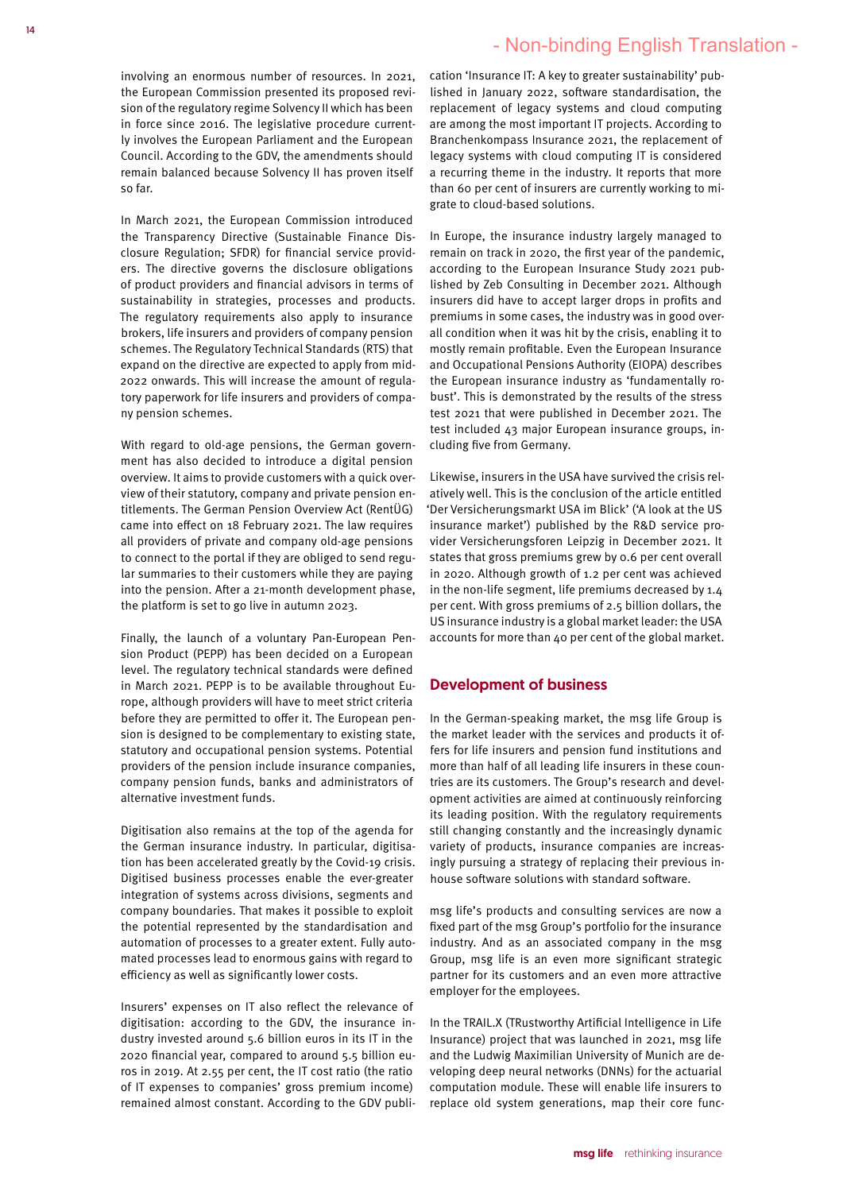involving an enormous number of resources. In 2021, the European Commission presented its proposed revision of the regulatory regime Solvency II which has been in force since 2016. The legislative procedure currently involves the European Parliament and the European Council. According to the GDV, the amendments should remain balanced because Solvency II has proven itself so far.

In March 2021, the European Commission introduced the Transparency Directive (Sustainable Finance Disclosure Regulation; SFDR) for financial service providers. The directive governs the disclosure obligations of product providers and financial advisors in terms of sustainability in strategies, processes and products. The regulatory requirements also apply to insurance brokers, life insurers and providers of company pension schemes. The Regulatory Technical Standards (RTS) that expand on the directive are expected to apply from mid-2022 onwards. This will increase the amount of regulatory paperwork for life insurers and providers of company pension schemes.

With regard to old-age pensions, the German government has also decided to introduce a digital pension overview. It aims to provide customers with a quick overview of their statutory, company and private pension entitlements. The German Pension Overview Act (RentÜG) came into effect on 18 February 2021. The law requires all providers of private and company old-age pensions to connect to the portal if they are obliged to send regular summaries to their customers while they are paying into the pension. After a 21-month development phase, the platform is set to go live in autumn 2023.

Finally, the launch of a voluntary Pan-European Pension Product (PEPP) has been decided on a European level. The regulatory technical standards were defined in March 2021. PEPP is to be available throughout Europe, although providers will have to meet strict criteria before they are permitted to offer it. The European pension is designed to be complementary to existing state, statutory and occupational pension systems. Potential providers of the pension include insurance companies, company pension funds, banks and administrators of alternative investment funds.

Digitisation also remains at the top of the agenda for the German insurance industry. In particular, digitisation has been accelerated greatly by the Covid-19 crisis. Digitised business processes enable the ever-greater integration of systems across divisions, segments and company boundaries. That makes it possible to exploit the potential represented by the standardisation and automation of processes to a greater extent. Fully automated processes lead to enormous gains with regard to efficiency as well as significantly lower costs.

Insurers' expenses on IT also reflect the relevance of digitisation: according to the GDV, the insurance industry invested around 5.6 billion euros in its IT in the 2020 financial year, compared to around 5.5 billion euros in 2019. At 2.55 per cent, the IT cost ratio (the ratio of IT expenses to companies' gross premium income) remained almost constant. According to the GDV publication 'Insurance IT: A key to greater sustainability' published in January 2022, software standardisation, the replacement of legacy systems and cloud computing are among the most important IT projects. According to Branchenkompass Insurance 2021, the replacement of legacy systems with cloud computing IT is considered a recurring theme in the industry. It reports that more than 60 per cent of insurers are currently working to migrate to cloud-based solutions.

In Europe, the insurance industry largely managed to remain on track in 2020, the first year of the pandemic, according to the European Insurance Study 2021 published by Zeb Consulting in December 2021. Although insurers did have to accept larger drops in profits and premiums in some cases, the industry was in good overall condition when it was hit by the crisis, enabling it to mostly remain profitable. Even the European Insurance and Occupational Pensions Authority (EIOPA) describes the European insurance industry as 'fundamentally robust'. This is demonstrated by the results of the stress test 2021 that were published in December 2021. The test included 43 major European insurance groups, including five from Germany.

Likewise, insurers in the USA have survived the crisis relatively well. This is the conclusion of the article entitled 'Der Versicherungsmarkt USA im Blick' ('A look at the US insurance market') published by the R&D service provider Versicherungsforen Leipzig in December 2021. It states that gross premiums grew by 0.6 per cent overall in 2020. Although growth of 1.2 per cent was achieved in the non-life segment, life premiums decreased by 1.4 per cent. With gross premiums of 2.5 billion dollars, the US insurance industry is a global market leader: the USA accounts for more than 40 per cent of the global market.

## Development of business

In the German-speaking market, the msg life Group is the market leader with the services and products it offers for life insurers and pension fund institutions and more than half of all leading life insurers in these countries are its customers. The Group's research and development activities are aimed at continuously reinforcing its leading position. With the regulatory requirements still changing constantly and the increasingly dynamic variety of products, insurance companies are increasingly pursuing a strategy of replacing their previous in-house software solutions with standard software.

msg life's products and consulting services are now a fixed part of the msg Group's portfolio for the insurance industry. And as an associated company in the msg Group, msg life is an even more significant strategic partner for its customers and an even more attractive employer for the employees.

In the TRAIL.X (TRustworthy Artificial Intelligence in Life Insurance) project that was launched in 2021, msg life and the Ludwig Maximilian University of Munich are developing deep neural networks (DNNs) for the actuarial computation module. These will enable life insurers to replace old system generations, map their core func-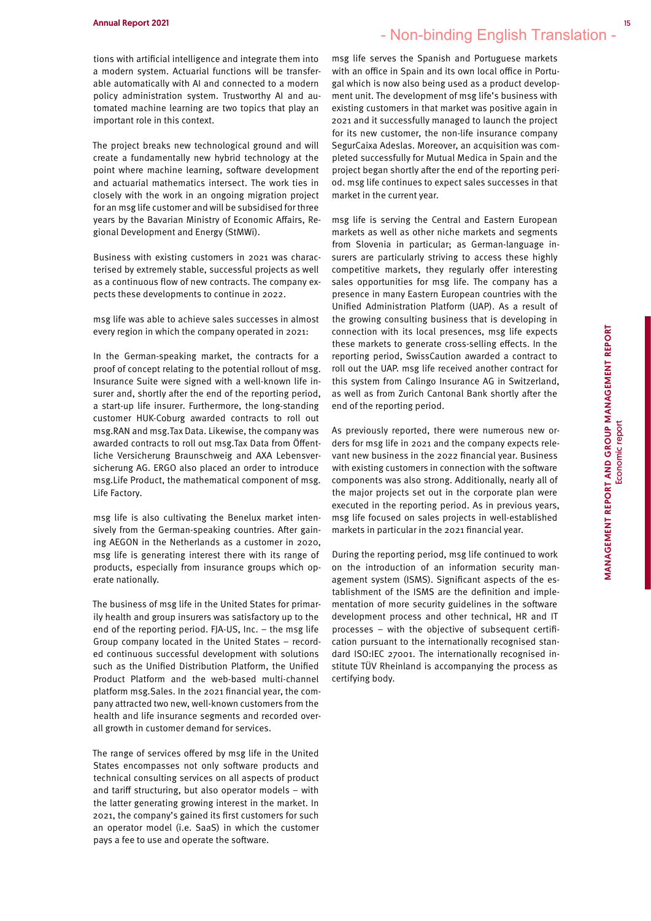tions with artificial intelligence and integrate them into a modern system. Actuarial functions will be transferable automatically with AI and connected to a modern policy administration system. Trustworthy AI and automated machine learning are two topics that play an important role in this context.

The project breaks new technological ground and will create a fundamentally new hybrid technology at the point where machine learning, software development and actuarial mathematics intersect. The work ties in closely with the work in an ongoing migration project for an msg life customer and will be subsidised for three years by the Bavarian Ministry of Economic Affairs, Regional Development and Energy (StMWi).

Business with existing customers in 2021 was characterised by extremely stable, successful projects as well as a continuous flow of new contracts. The company expects these developments to continue in 2022.

msg life was able to achieve sales successes in almost every region in which the company operated in 2021:

In the German-speaking market, the contracts for a proof of concept relating to the potential rollout of msg. Insurance Suite were signed with a well-known life insurer and, shortly after the end of the reporting period, a start-up life insurer. Furthermore, the long-standing customer HUK-Coburg awarded contracts to roll out msg.RAN and msg.Tax Data. Likewise, the company was awarded contracts to roll out msg.Tax Data from Öffentliche Versicherung Braunschweig and AXA Lebensversicherung AG. ERGO also placed an order to introduce msg.Life Product, the mathematical component of msg. Life Factory.

msg life is also cultivating the Benelux market intensively from the German-speaking countries. After gaining AEGON in the Netherlands as a customer in 2020, msg life is generating interest there with its range of products, especially from insurance groups which operate nationally.

The business of msg life in the United States for primarily health and group insurers was satisfactory up to the end of the reporting period. FJA-US, Inc. – the msg life Group company located in the United States – recorded continuous successful development with solutions such as the Unified Distribution Platform, the Unified Product Platform and the web-based multi-channel platform msg.Sales. In the 2021 financial year, the company attracted two new, well-known customers from the health and life insurance segments and recorded overall growth in customer demand for services.

The range of services offered by msg life in the United States encompasses not only software products and technical consulting services on all aspects of product and tariff structuring, but also operator models – with the latter generating growing interest in the market. In 2021, the company's gained its first customers for such an operator model (i.e. SaaS) in which the customer pays a fee to use and operate the software.

msg life serves the Spanish and Portuguese markets with an office in Spain and its own local office in Portugal which is now also being used as a product development unit. The development of msg life's business with existing customers in that market was positive again in 2021 and it successfully managed to launch the project for its new customer, the non-life insurance company SegurCaixa Adeslas. Moreover, an acquisition was completed successfully for Mutual Medica in Spain and the project began shortly after the end of the reporting period. msg life continues to expect sales successes in that market in the current year.

msg life is serving the Central and Eastern European markets as well as other niche markets and segments from Slovenia in particular; as German-language insurers are particularly striving to access these highly competitive markets, they regularly offer interesting sales opportunities for msg life. The company has a presence in many Eastern European countries with the Unified Administration Platform (UAP). As a result of the growing consulting business that is developing in connection with its local presences, msg life expects these markets to generate cross-selling effects. In the reporting period, SwissCaution awarded a contract to roll out the UAP. msg life received another contract for this system from Calingo Insurance AG in Switzerland, as well as from Zurich Cantonal Bank shortly after the end of the reporting period.

As previously reported, there were numerous new orders for msg life in 2021 and the company expects relevant new business in the 2022 financial year. Business with existing customers in connection with the software components was also strong. Additionally, nearly all of the major projects set out in the corporate plan were executed in the reporting period. As in previous years, msg life focused on sales projects in well-established markets in particular in the 2021 financial year.

During the reporting period, msg life continued to work on the introduction of an information security management system (ISMS). Significant aspects of the establishment of the ISMS are the definition and implementation of more security guidelines in the software development process and other technical, HR and IT processes – with the objective of subsequent certification pursuant to the internationally recognised standard ISO:IEC 27001. The internationally recognised institute TÜV Rheinland is accompanying the process as certifying body.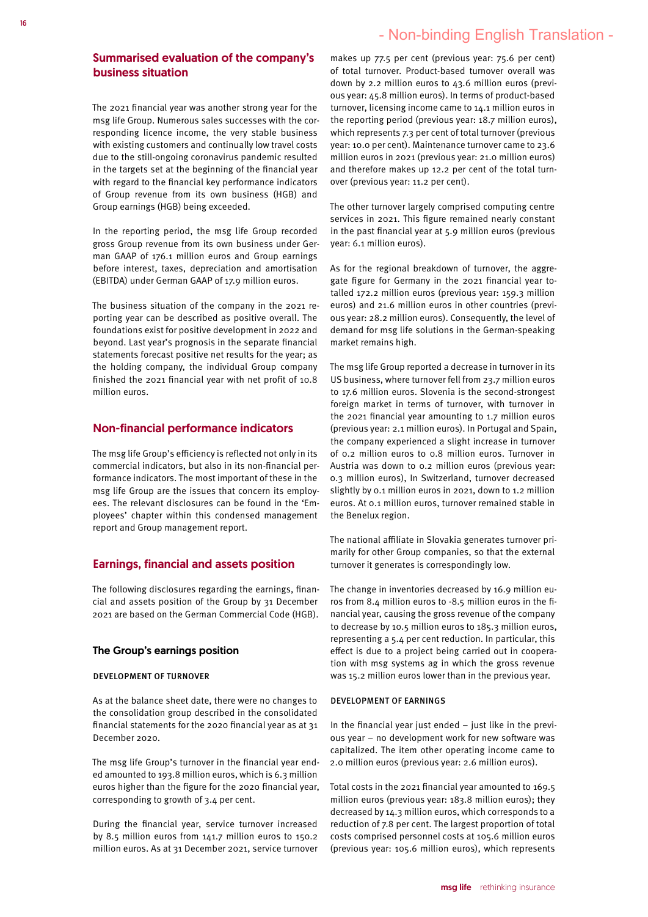## Summarised evaluation of the company's business situation

The 2021 financial year was another strong year for the msg life Group. Numerous sales successes with the corresponding licence income, the very stable business with existing customers and continually low travel costs due to the still-ongoing coronavirus pandemic resulted in the targets set at the beginning of the financial year with regard to the financial key performance indicators of Group revenue from its own business (HGB) and Group earnings (HGB) being exceeded.

In the reporting period, the msg life Group recorded gross Group revenue from its own business under German GAAP of 176.1 million euros and Group earnings before interest, taxes, depreciation and amortisation (EBITDA) under German GAAP of 17.9 million euros.

The business situation of the company in the 2021 reporting year can be described as positive overall. The foundations exist for positive development in 2022 and beyond. Last year's prognosis in the separate financial statements forecast positive net results for the year; as the holding company, the individual Group company finished the 2021 financial year with net profit of 10.8 million euros.

## Non-financial performance indicators

The msg life Group's efficiency is reflected not only in its commercial indicators, but also in its non-financial performance indicators. The most important of these in the msg life Group are the issues that concern its employees. The relevant disclosures can be found in the 'Employees' chapter within this condensed management report and Group management report.

## Earnings, financial and assets position

The following disclosures regarding the earnings, financial and assets position of the Group by 31 December 2021 are based on the German Commercial Code (HGB).

### The Group's earnings position

#### DEVELOPMENT OF TURNOVER

As at the balance sheet date, there were no changes to the consolidation group described in the consolidated financial statements for the 2020 financial year as at 31 December 2020.

The msg life Group's turnover in the financial year ended amounted to 193.8 million euros, which is 6.3 million euros higher than the figure for the 2020 financial year, corresponding to growth of 3.4 per cent.

During the financial year, service turnover increased by 8.5 million euros from 141.7 million euros to 150.2 million euros. As at 31 December 2021, service turnover makes up 77.5 per cent (previous year: 75.6 per cent) of total turnover. Product-based turnover overall was down by 2.2 million euros to 43.6 million euros (previous year: 45.8 million euros). In terms of product-based turnover, licensing income came to 14.1 million euros in the reporting period (previous year: 18.7 million euros), which represents 7.3 per cent of total turnover (previous year: 10.0 per cent). Maintenance turnover came to 23.6 million euros in 2021 (previous year: 21.0 million euros) and therefore makes up 12.2 per cent of the total turnover (previous year: 11.2 per cent).

The other turnover largely comprised computing centre services in 2021. This figure remained nearly constant in the past financial year at 5.9 million euros (previous year: 6.1 million euros).

As for the regional breakdown of turnover, the aggregate figure for Germany in the 2021 financial year totalled 172.2 million euros (previous year: 159.3 million euros) and 21.6 million euros in other countries (previous year: 28.2 million euros). Consequently, the level of demand for msg life solutions in the German-speaking market remains high.

The msg life Group reported a decrease in turnover in its US business, where turnover fell from 23.7 million euros to 17.6 million euros. Slovenia is the second-strongest foreign market in terms of turnover, with turnover in the 2021 financial year amounting to 1.7 million euros (previous year: 2.1 million euros). In Portugal and Spain, the company experienced a slight increase in turnover of 0.2 million euros to 0.8 million euros. Turnover in Austria was down to 0.2 million euros (previous year: 0.3 million euros), In Switzerland, turnover decreased slightly by 0.1 million euros in 2021, down to 1.2 million euros. At 0.1 million euros, turnover remained stable in the Benelux region.

The national affiliate in Slovakia generates turnover primarily for other Group companies, so that the external turnover it generates is correspondingly low.

The change in inventories decreased by 16.9 million euros from 8.4 million euros to -8.5 million euros in the financial year, causing the gross revenue of the company to decrease by 10.5 million euros to 185.3 million euros, representing a 5.4 per cent reduction. In particular, this effect is due to a project being carried out in cooperation with msg systems ag in which the gross revenue was 15.2 million euros lower than in the previous year.

#### DEVELOPMENT OF EARNINGS

In the financial year just ended – just like in the previous year – no development work for new software was capitalized. The item other operating income came to 2.0 million euros (previous year: 2.6 million euros).

Total costs in the 2021 financial year amounted to 169.5 million euros (previous year: 183.8 million euros); they decreased by 14.3 million euros, which corresponds to a reduction of 7.8 per cent. The largest proportion of total costs comprised personnel costs at 105.6 million euros (previous year: 105.6 million euros), which represents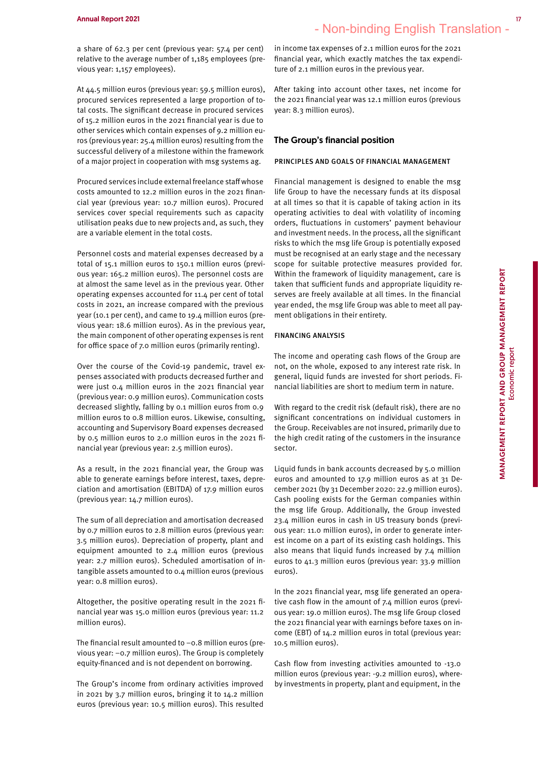a share of 62.3 per cent (previous year: 57.4 per cent) relative to the average number of 1,185 employees (previous year: 1,157 employees).

At 44.5 million euros (previous year: 59.5 million euros), procured services represented a large proportion of total costs. The significant decrease in procured services of 15.2 million euros in the 2021 financial year is due to other services which contain expenses of 9.2 million euros (previous year: 25.4 million euros) resulting from the successful delivery of a milestone within the framework of a major project in cooperation with msg systems ag.

Procured services include external freelance staff whose costs amounted to 12.2 million euros in the 2021 financial year (previous year: 10.7 million euros). Procured services cover special requirements such as capacity utilisation peaks due to new projects and, as such, they are a variable element in the total costs.

Personnel costs and material expenses decreased by a total of 15.1 million euros to 150.1 million euros (previous year: 165.2 million euros). The personnel costs are at almost the same level as in the previous year. Other operating expenses accounted for 11.4 per cent of total costs in 2021, an increase compared with the previous year (10.1 per cent), and came to 19.4 million euros (previous year: 18.6 million euros). As in the previous year, the main component of other operating expenses is rent for office space of 7.0 million euros (primarily renting).

Over the course of the Covid-19 pandemic, travel expenses associated with products decreased further and were just 0.4 million euros in the 2021 financial year (previous year: 0.9 million euros). Communication costs decreased slightly, falling by 0.1 million euros from 0.9 million euros to 0.8 million euros. Likewise, consulting, accounting and Supervisory Board expenses decreased by 0.5 million euros to 2.0 million euros in the 2021 financial year (previous year: 2.5 million euros).

As a result, in the 2021 financial year, the Group was able to generate earnings before interest, taxes, depreciation and amortisation (EBITDA) of 17.9 million euros (previous year: 14.7 million euros).

The sum of all depreciation and amortisation decreased by 0.7 million euros to 2.8 million euros (previous year: 3.5 million euros). Depreciation of property, plant and equipment amounted to 2.4 million euros (previous year: 2.7 million euros). Scheduled amortisation of intangible assets amounted to 0.4 million euros (previous year: 0.8 million euros).

Altogether, the positive operating result in the 2021 financial year was 15.0 million euros (previous year: 11.2 million euros).

The financial result amounted to −0.8 million euros (previous year: −0.7 million euros). The Group is completely equity-financed and is not dependent on borrowing.

The Group's income from ordinary activities improved in 2021 by 3.7 million euros, bringing it to 14.2 million euros (previous year: 10.5 million euros). This resulted in income tax expenses of 2.1 million euros for the 2021 financial year, which exactly matches the tax expenditure of 2.1 million euros in the previous year.

After taking into account other taxes, net income for the 2021 financial year was 12.1 million euros (previous year: 8.3 million euros).

## The Group's financial position

### PRINCIPLES AND GOALS OF FINANCIAL MANAGEMENT

Financial management is designed to enable the msg life Group to have the necessary funds at its disposal at all times so that it is capable of taking action in its operating activities to deal with volatility of incoming orders, fluctuations in customers' payment behaviour and investment needs. In the process, all the significant risks to which the msg life Group is potentially exposed must be recognised at an early stage and the necessary scope for suitable protective measures provided for. Within the framework of liquidity management, care is taken that sufficient funds and appropriate liquidity reserves are freely available at all times. In the financial year ended, the msg life Group was able to meet all payment obligations in their entirety.

### FINANCING ANALYSIS

The income and operating cash flows of the Group are not, on the whole, exposed to any interest rate risk. In general, liquid funds are invested for short periods. Financial liabilities are short to medium term in nature.

With regard to the credit risk (default risk), there are no significant concentrations on individual customers in the Group. Receivables are not insured, primarily due to the high credit rating of the customers in the insurance sector.

Liquid funds in bank accounts decreased by 5.0 million euros and amounted to 17.9 million euros as at 31 December 2021 (by 31 December 2020: 22.9 million euros). Cash pooling exists for the German companies within the msg life Group. Additionally, the Group invested 23.4 million euros in cash in US treasury bonds (previous year: 11.0 million euros), in order to generate interest income on a part of its existing cash holdings. This also means that liquid funds increased by 7.4 million euros to 41.3 million euros (previous year: 33.9 million euros).

In the 2021 financial year, msg life generated an operative cash flow in the amount of 7.4 million euros (previous year: 19.0 million euros). The msg life Group closed the 2021 financial year with earnings before taxes on income (EBT) of 14.2 million euros in total (previous year: 10.5 million euros).

Cash flow from investing activities amounted to -13.0 million euros (previous year: -9.2 million euros), whereby investments in property, plant and equipment, in the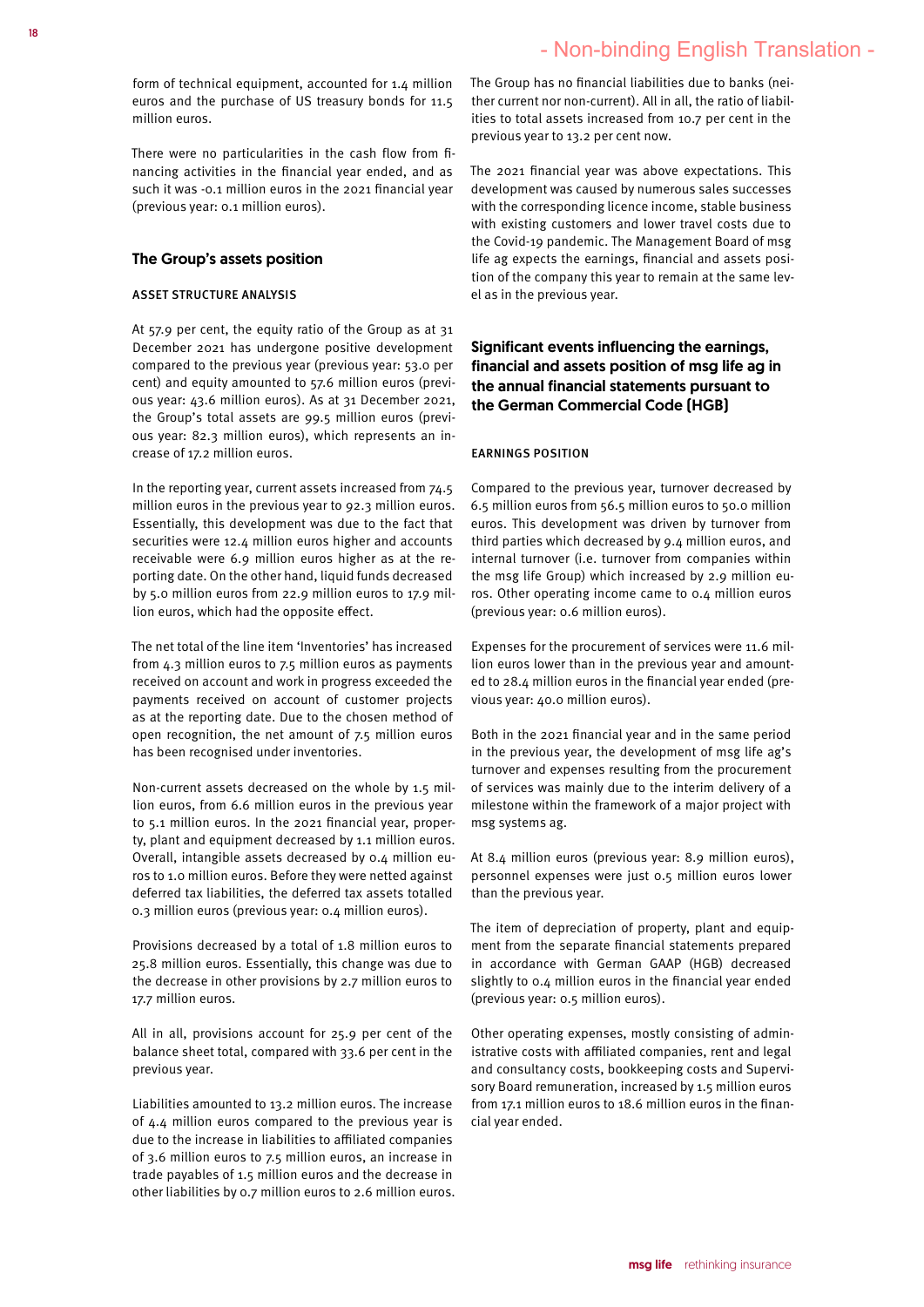form of technical equipment, accounted for 1.4 million euros and the purchase of US treasury bonds for 11.5 million euros.

There were no particularities in the cash flow from financing activities in the financial year ended, and as such it was -0.1 million euros in the 2021 financial year (previous year: 0.1 million euros).

## The Group's assets position

### ASSET STRUCTURE ANALYSIS

At 57.9 per cent, the equity ratio of the Group as at 31 December 2021 has undergone positive development compared to the previous year (previous year: 53.0 per cent) and equity amounted to 57.6 million euros (previous year: 43.6 million euros). As at 31 December 2021, the Group's total assets are 99.5 million euros (previous year: 82.3 million euros), which represents an increase of 17.2 million euros.

In the reporting year, current assets increased from 74.5 million euros in the previous year to 92.3 million euros. Essentially, this development was due to the fact that securities were 12.4 million euros higher and accounts receivable were 6.9 million euros higher as at the reporting date. On the other hand, liquid funds decreased by 5.0 million euros from 22.9 million euros to 17.9 million euros, which had the opposite effect.

The net total of the line item 'Inventories' has increased from 4.3 million euros to 7.5 million euros as payments received on account and work in progress exceeded the payments received on account of customer projects as at the reporting date. Due to the chosen method of open recognition, the net amount of 7.5 million euros has been recognised under inventories.

Non-current assets decreased on the whole by 1.5 million euros, from 6.6 million euros in the previous year to 5.1 million euros. In the 2021 financial year, property, plant and equipment decreased by 1.1 million euros. Overall, intangible assets decreased by 0.4 million euros to 1.0 million euros. Before they were netted against deferred tax liabilities, the deferred tax assets totalled 0.3 million euros (previous year: 0.4 million euros).

Provisions decreased by a total of 1.8 million euros to 25.8 million euros. Essentially, this change was due to the decrease in other provisions by 2.7 million euros to 17.7 million euros.

All in all, provisions account for 25.9 per cent of the balance sheet total, compared with 33.6 per cent in the previous year.

Liabilities amounted to 13.2 million euros. The increase of 4.4 million euros compared to the previous year is due to the increase in liabilities to affiliated companies of 3.6 million euros to 7.5 million euros, an increase in trade payables of 1.5 million euros and the decrease in other liabilities by 0.7 million euros to 2.6 million euros.

The Group has no financial liabilities due to banks (neither current nor non-current). All in all, the ratio of liabilities to total assets increased from 10.7 per cent in the previous year to 13.2 per cent now.

The 2021 financial year was above expectations. This development was caused by numerous sales successes with the corresponding licence income, stable business with existing customers and lower travel costs due to the Covid-19 pandemic. The Management Board of msg life ag expects the earnings, financial and assets position of the company this year to remain at the same level as in the previous year.

## Significant events influencing the earnings, financial and assets position of msg life ag in the annual financial statements pursuant to the German Commercial Code (HGB)

### EARNINGS POSITION

Compared to the previous year, turnover decreased by 6.5 million euros from 56.5 million euros to 50.0 million euros. This development was driven by turnover from third parties which decreased by 9.4 million euros, and internal turnover (i.e. turnover from companies within the msg life Group) which increased by 2.9 million euros. Other operating income came to 0.4 million euros (previous year: 0.6 million euros).

Expenses for the procurement of services were 11.6 million euros lower than in the previous year and amounted to 28.4 million euros in the financial year ended (previous year: 40.0 million euros).

Both in the 2021 financial year and in the same period in the previous year, the development of msg life ag's turnover and expenses resulting from the procurement of services was mainly due to the interim delivery of a milestone within the framework of a major project with msg systems ag.

At 8.4 million euros (previous year: 8.9 million euros), personnel expenses were just 0.5 million euros lower than the previous year.

The item of depreciation of property, plant and equipment from the separate financial statements prepared in accordance with German GAAP (HGB) decreased slightly to 0.4 million euros in the financial year ended (previous year: 0.5 million euros).

Other operating expenses, mostly consisting of administrative costs with affiliated companies, rent and legal and consultancy costs, bookkeeping costs and Supervisory Board remuneration, increased by 1.5 million euros from 17.1 million euros to 18.6 million euros in the financial year ended.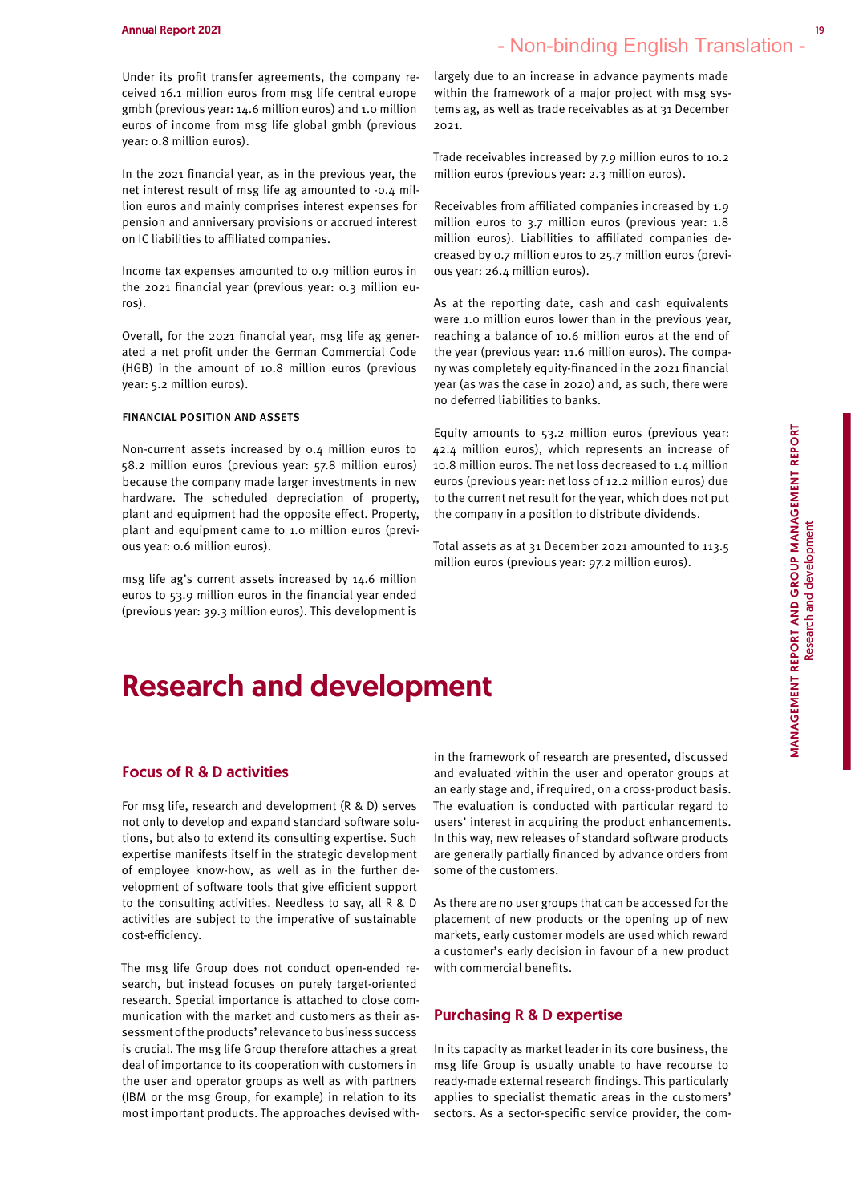Under its profit transfer agreements, the company received 16.1 million euros from msg life central europe gmbh (previous year: 14.6 million euros) and 1.0 million euros of income from msg life global gmbh (previous year: 0.8 million euros).

In the 2021 financial year, as in the previous year, the net interest result of msg life ag amounted to -0.4 million euros and mainly comprises interest expenses for pension and anniversary provisions or accrued interest on IC liabilities to affiliated companies.

Income tax expenses amounted to 0.9 million euros in the 2021 financial year (previous year: 0.3 million euros).

Overall, for the 2021 financial year, msg life ag generated a net profit under the German Commercial Code (HGB) in the amount of 10.8 million euros (previous year: 5.2 million euros).

#### FINANCIAL POSITION AND ASSETS

Non-current assets increased by 0.4 million euros to 58.2 million euros (previous year: 57.8 million euros) because the company made larger investments in new hardware. The scheduled depreciation of property, plant and equipment had the opposite effect. Property, plant and equipment came to 1.0 million euros (previous year: 0.6 million euros).

msg life ag's current assets increased by 14.6 million euros to 53.9 million euros in the financial year ended (previous year: 39.3 million euros). This development is largely due to an increase in advance payments made within the framework of a major project with msg systems ag, as well as trade receivables as at 31 December 2021.

Trade receivables increased by 7.9 million euros to 10.2 million euros (previous year: 2.3 million euros).

Receivables from affiliated companies increased by 1.9 million euros to 3.7 million euros (previous year: 1.8 million euros). Liabilities to affiliated companies decreased by 0.7 million euros to 25.7 million euros (previous year: 26.4 million euros).

As at the reporting date, cash and cash equivalents were 1.0 million euros lower than in the previous year, reaching a balance of 10.6 million euros at the end of the year (previous year: 11.6 million euros). The company was completely equity-financed in the 2021 financial year (as was the case in 2020) and, as such, there were no deferred liabilities to banks.

Equity amounts to 53.2 million euros (previous year: 42.4 million euros), which represents an increase of 10.8 million euros. The net loss decreased to 1.4 million euros (previous year: net loss of 12.2 million euros) due to the current net result for the year, which does not put the company in a position to distribute dividends.

Total assets as at 31 December 2021 amounted to 113.5 million euros (previous year: 97.2 million euros).

# Research and development

## Focus of R & D activities

For msg life, research and development (R & D) serves not only to develop and expand standard software solutions, but also to extend its consulting expertise. Such expertise manifests itself in the strategic development of employee know-how, as well as in the further development of software tools that give efficient support to the consulting activities. Needless to say, all R & D activities are subject to the imperative of sustainable cost-efficiency.

The msg life Group does not conduct open-ended research, but instead focuses on purely target-oriented research. Special importance is attached to close communication with the market and customers as their assessment of the products' relevance to business success is crucial. The msg life Group therefore attaches a great deal of importance to its cooperation with customers in the user and operator groups as well as with partners (IBM or the msg Group, for example) in relation to its most important products. The approaches devised within the framework of research are presented, discussed and evaluated within the user and operator groups at an early stage and, if required, on a cross-product basis. The evaluation is conducted with particular regard to users' interest in acquiring the product enhancements. In this way, new releases of standard software products are generally partially financed by advance orders from some of the customers.

As there are no user groups that can be accessed for the placement of new products or the opening up of new markets, early customer models are used which reward a customer's early decision in favour of a new product with commercial benefits.

## Purchasing R & D expertise

In its capacity as market leader in its core business, the msg life Group is usually unable to have recourse to ready-made external research findings. This particularly applies to specialist thematic areas in the customers' sectors. As a sector-specific service provider, the com-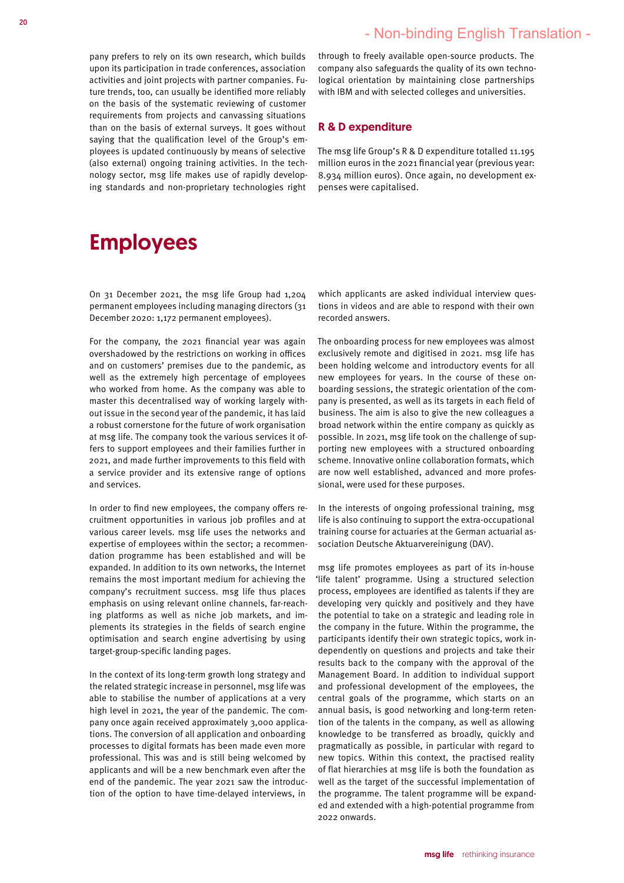pany prefers to rely on its own research, which builds upon its participation in trade conferences, association activities and joint projects with partner companies. Future trends, too, can usually be identified more reliably on the basis of the systematic reviewing of customer requirements from projects and canvassing situations than on the basis of external surveys. It goes without saying that the qualification level of the Group's employees is updated continuously by means of selective (also external) ongoing training activities. In the technology sector, msg life makes use of rapidly developing standards and non-proprietary technologies right through to freely available open-source products. The company also safeguards the quality of its own technological orientation by maintaining close partnerships with IBM and with selected colleges and universities.

### R & D expenditure

The msg life Group's R & D expenditure totalled 11.195 million euros in the 2021 financial year (previous year: 8.934 million euros). Once again, no development expenses were capitalised.

# Employees

On 31 December 2021, the msg life Group had 1,204 permanent employees including managing directors (31 December 2020: 1,172 permanent employees).

For the company, the 2021 financial year was again overshadowed by the restrictions on working in offices and on customers' premises due to the pandemic, as well as the extremely high percentage of employees who worked from home. As the company was able to master this decentralised way of working largely without issue in the second year of the pandemic, it has laid a robust cornerstone for the future of work organisation at msg life. The company took the various services it offers to support employees and their families further in 2021, and made further improvements to this field with a service provider and its extensive range of options and services.

In order to find new employees, the company offers recruitment opportunities in various job profiles and at various career levels. msg life uses the networks and expertise of employees within the sector; a recommendation programme has been established and will be expanded. In addition to its own networks, the Internet remains the most important medium for achieving the company's recruitment success. msg life thus places emphasis on using relevant online channels, far-reaching platforms as well as niche job markets, and implements its strategies in the fields of search engine optimisation and search engine advertising by using target-group-specific landing pages.

In the context of its long-term growth long strategy and the related strategic increase in personnel, msg life was able to stabilise the number of applications at a very high level in 2021, the year of the pandemic. The company once again received approximately 3,000 applications. The conversion of all application and onboarding processes to digital formats has been made even more professional. This was and is still being welcomed by applicants and will be a new benchmark even after the end of the pandemic. The year 2021 saw the introduction of the option to have time-delayed interviews, in which applicants are asked individual interview questions in videos and are able to respond with their own recorded answers.

The onboarding process for new employees was almost exclusively remote and digitised in 2021. msg life has been holding welcome and introductory events for all new employees for years. In the course of these onboarding sessions, the strategic orientation of the company is presented, as well as its targets in each field of business. The aim is also to give the new colleagues a broad network within the entire company as quickly as possible. In 2021, msg life took on the challenge of supporting new employees with a structured onboarding scheme. Innovative online collaboration formats, which are now well established, advanced and more professional, were used for these purposes.

In the interests of ongoing professional training, msg life is also continuing to support the extra-occupational training course for actuaries at the German actuarial association Deutsche Aktuarvereinigung (DAV).

msg life promotes employees as part of its in-house 'life talent' programme. Using a structured selection process, employees are identified as talents if they are developing very quickly and positively and they have the potential to take on a strategic and leading role in the company in the future. Within the programme, the participants identify their own strategic topics, work independently on questions and projects and take their results back to the company with the approval of the Management Board. In addition to individual support and professional development of the employees, the central goals of the programme, which starts on an annual basis, is good networking and long-term retention of the talents in the company, as well as allowing knowledge to be transferred as broadly, quickly and pragmatically as possible, in particular with regard to new topics. Within this context, the practised reality of flat hierarchies at msg life is both the foundation as well as the target of the successful implementation of the programme. The talent programme will be expanded and extended with a high-potential programme from 2022 onwards.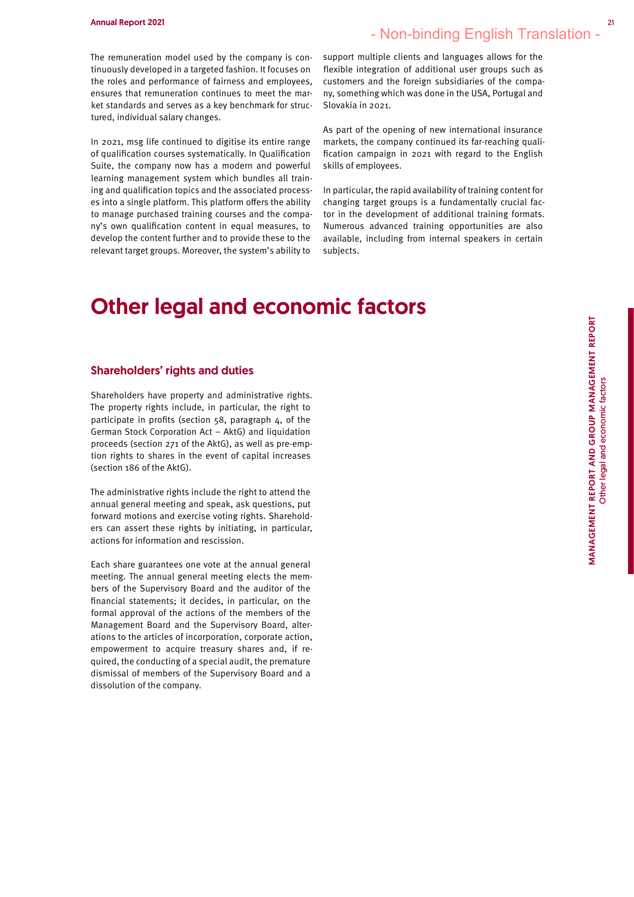The remuneration model used by the company is continuously developed in a targeted fashion. It focuses on the roles and performance of fairness and employees, ensures that remuneration continues to meet the market standards and serves as a key benchmark for structured, individual salary changes.

In 2021, msg life continued to digitise its entire range of qualification courses systematically. In Qualification Suite, the company now has a modern and powerful learning management system which bundles all training and qualification topics and the associated processes into a single platform. This platform offers the ability to manage purchased training courses and the company's own qualification content in equal measures, to develop the content further and to provide these to the relevant target groups. Moreover, the system's ability to support multiple clients and languages allows for the flexible integration of additional user groups such as customers and the foreign subsidiaries of the company, something which was done in the USA, Portugal and Slovakia in 2021.

As part of the opening of new international insurance markets, the company continued its far-reaching qualification campaign in 2021 with regard to the English skills of employees.

In particular, the rapid availability of training content for changing target groups is a fundamentally crucial factor in the development of additional training formats. Numerous advanced training opportunities are also available, including from internal speakers in certain subjects.

# Other legal and economic factors

## Shareholders' rights and duties

Shareholders have property and administrative rights. The property rights include, in particular, the right to participate in profits (section 58, paragraph 4, of the German Stock Corporation Act – AktG) and liquidation proceeds (section 271 of the AktG), as well as pre-emption rights to shares in the event of capital increases (section 186 of the AktG).

The administrative rights include the right to attend the annual general meeting and speak, ask questions, put forward motions and exercise voting rights. Shareholders can assert these rights by initiating, in particular, actions for information and rescission.

Each share guarantees one vote at the annual general meeting. The annual general meeting elects the members of the Supervisory Board and the auditor of the financial statements; it decides, in particular, on the formal approval of the actions of the members of the Management Board and the Supervisory Board, alterations to the articles of incorporation, corporate action, empowerment to acquire treasury shares and, if required, the conducting of a special audit, the premature dismissal of members of the Supervisory Board and a dissolution of the company.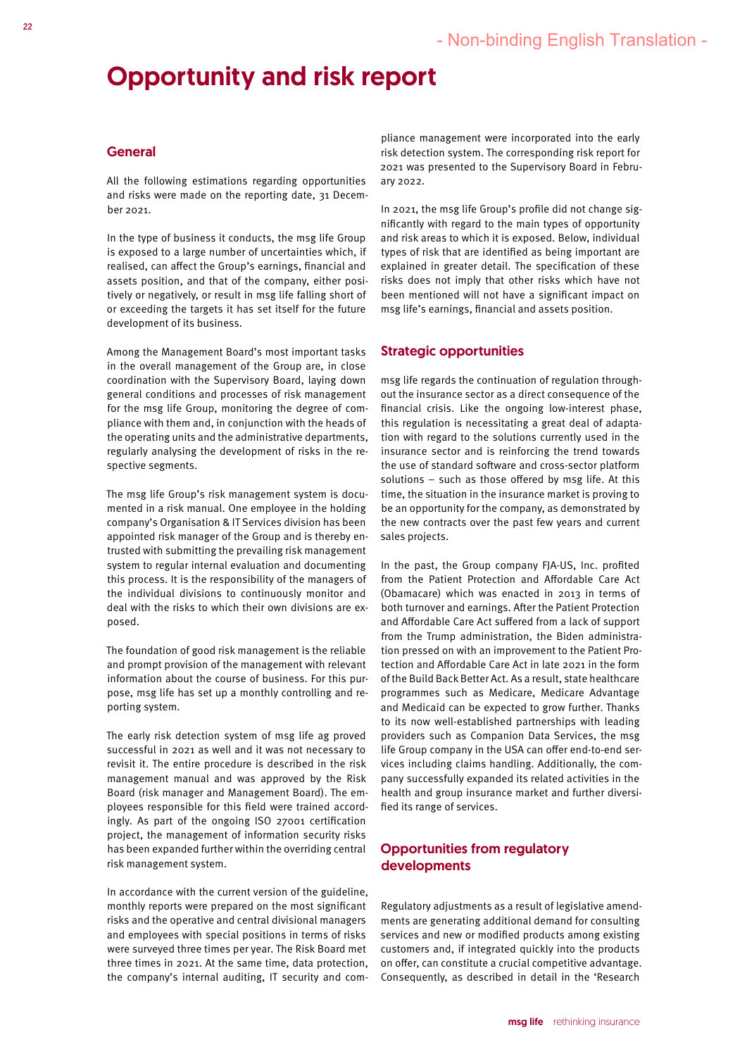# Opportunity and risk report

## General

All the following estimations regarding opportunities and risks were made on the reporting date, 31 December 2021.

In the type of business it conducts, the msg life Group is exposed to a large number of uncertainties which, if realised, can affect the Group's earnings, financial and assets position, and that of the company, either positively or negatively, or result in msg life falling short of or exceeding the targets it has set itself for the future development of its business.

Among the Management Board's most important tasks in the overall management of the Group are, in close coordination with the Supervisory Board, laying down general conditions and processes of risk management for the msg life Group, monitoring the degree of compliance with them and, in conjunction with the heads of the operating units and the administrative departments, regularly analysing the development of risks in the respective segments.

The msg life Group's risk management system is documented in a risk manual. One employee in the holding company's Organisation & IT Services division has been appointed risk manager of the Group and is thereby entrusted with submitting the prevailing risk management system to regular internal evaluation and documenting this process. It is the responsibility of the managers of the individual divisions to continuously monitor and deal with the risks to which their own divisions are exposed.

The foundation of good risk management is the reliable and prompt provision of the management with relevant information about the course of business. For this purpose, msg life has set up a monthly controlling and reporting system.

The early risk detection system of msg life ag proved successful in 2021 as well and it was not necessary to revisit it. The entire procedure is described in the risk management manual and was approved by the Risk Board (risk manager and Management Board). The employees responsible for this field were trained accordingly. As part of the ongoing ISO 27001 certification project, the management of information security risks has been expanded further within the overriding central risk management system.

In accordance with the current version of the guideline, monthly reports were prepared on the most significant risks and the operative and central divisional managers and employees with special positions in terms of risks were surveyed three times per year. The Risk Board met three times in 2021. At the same time, data protection, the company's internal auditing, IT security and compliance management were incorporated into the early risk detection system. The corresponding risk report for 2021 was presented to the Supervisory Board in February 2022.

In 2021, the msg life Group's profile did not change significantly with regard to the main types of opportunity and risk areas to which it is exposed. Below, individual types of risk that are identified as being important are explained in greater detail. The specification of these risks does not imply that other risks which have not been mentioned will not have a significant impact on msg life's earnings, financial and assets position.

## Strategic opportunities

msg life regards the continuation of regulation throughout the insurance sector as a direct consequence of the financial crisis. Like the ongoing low-interest phase, this regulation is necessitating a great deal of adaptation with regard to the solutions currently used in the insurance sector and is reinforcing the trend towards the use of standard software and cross-sector platform solutions – such as those offered by msg life. At this time, the situation in the insurance market is proving to be an opportunity for the company, as demonstrated by the new contracts over the past few years and current sales projects.

In the past, the Group company FJA-US, Inc. profited from the Patient Protection and Affordable Care Act (Obamacare) which was enacted in 2013 in terms of both turnover and earnings. After the Patient Protection and Affordable Care Act suffered from a lack of support from the Trump administration, the Biden administration pressed on with an improvement to the Patient Protection and Affordable Care Act in late 2021 in the form of the Build Back Better Act. As a result, state healthcare programmes such as Medicare, Medicare Advantage and Medicaid can be expected to grow further. Thanks to its now well-established partnerships with leading providers such as Companion Data Services, the msg life Group company in the USA can offer end-to-end services including claims handling. Additionally, the company successfully expanded its related activities in the health and group insurance market and further diversified its range of services.

## Opportunities from regulatory developments

Regulatory adjustments as a result of legislative amendments are generating additional demand for consulting services and new or modified products among existing customers and, if integrated quickly into the products on offer, can constitute a crucial competitive advantage. Consequently, as described in detail in the 'Research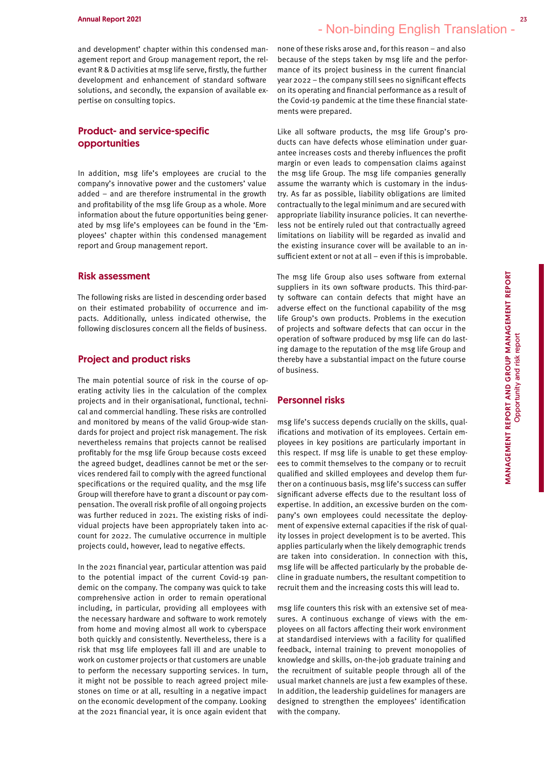and development' chapter within this condensed management report and Group management report, the relevant R & D activities at msg life serve, firstly, the further development and enhancement of standard software solutions, and secondly, the expansion of available expertise on consulting topics.

## Product- and service-specific opportunities

In addition, msg life's employees are crucial to the company's innovative power and the customers' value added – and are therefore instrumental in the growth and profitability of the msg life Group as a whole. More information about the future opportunities being generated by msg life's employees can be found in the 'Employees' chapter within this condensed management report and Group management report.

## Risk assessment

The following risks are listed in descending order based on their estimated probability of occurrence and impacts. Additionally, unless indicated otherwise, the following disclosures concern all the fields of business.

## Project and product risks

The main potential source of risk in the course of operating activity lies in the calculation of the complex projects and in their organisational, functional, technical and commercial handling. These risks are controlled and monitored by means of the valid Group-wide standards for project and project risk management. The risk nevertheless remains that projects cannot be realised profitably for the msg life Group because costs exceed the agreed budget, deadlines cannot be met or the services rendered fail to comply with the agreed functional specifications or the required quality, and the msg life Group will therefore have to grant a discount or pay compensation. The overall risk profile of all ongoing projects was further reduced in 2021. The existing risks of individual projects have been appropriately taken into account for 2022. The cumulative occurrence in multiple projects could, however, lead to negative effects.

In the 2021 financial year, particular attention was paid to the potential impact of the current Covid-19 pandemic on the company. The company was quick to take comprehensive action in order to remain operational including, in particular, providing all employees with the necessary hardware and software to work remotely from home and moving almost all work to cyberspace both quickly and consistently. Nevertheless, there is a risk that msg life employees fall ill and are unable to work on customer projects or that customers are unable to perform the necessary supporting services. In turn, it might not be possible to reach agreed project milestones on time or at all, resulting in a negative impact on the economic development of the company. Looking at the 2021 financial year, it is once again evident that none of these risks arose and, for this reason – and also because of the steps taken by msg life and the performance of its project business in the current financial year 2022 – the company still sees no significant effects on its operating and financial performance as a result of the Covid-19 pandemic at the time these financial statements were prepared.

Like all software products, the msg life Group's products can have defects whose elimination under guarantee increases costs and thereby influences the profit margin or even leads to compensation claims against the msg life Group. The msg life companies generally assume the warranty which is customary in the industry. As far as possible, liability obligations are limited contractually to the legal minimum and are secured with appropriate liability insurance policies. It can nevertheless not be entirely ruled out that contractually agreed limitations on liability will be regarded as invalid and the existing insurance cover will be available to an insufficient extent or not at all – even if this is improbable.

The msg life Group also uses software from external suppliers in its own software products. This third-party software can contain defects that might have an adverse effect on the functional capability of the msg life Group's own products. Problems in the execution of projects and software defects that can occur in the operation of software produced by msg life can do lasting damage to the reputation of the msg life Group and thereby have a substantial impact on the future course of business.

## Personnel risks

msg life's success depends crucially on the skills, qualifications and motivation of its employees. Certain employees in key positions are particularly important in this respect. If msg life is unable to get these employees to commit themselves to the company or to recruit qualified and skilled employees and develop them further on a continuous basis, msg life's success can suffer significant adverse effects due to the resultant loss of expertise. In addition, an excessive burden on the company's own employees could necessitate the deployment of expensive external capacities if the risk of quality losses in project development is to be averted. This applies particularly when the likely demographic trends are taken into consideration. In connection with this, msg life will be affected particularly by the probable decline in graduate numbers, the resultant competition to recruit them and the increasing costs this will lead to.

msg life counters this risk with an extensive set of measures. A continuous exchange of views with the employees on all factors affecting their work environment at standardised interviews with a facility for qualified feedback, internal training to prevent monopolies of knowledge and skills, on-the-job graduate training and the recruitment of suitable people through all of the usual market channels are just a few examples of these. In addition, the leadership guidelines for managers are designed to strengthen the employees' identification with the company.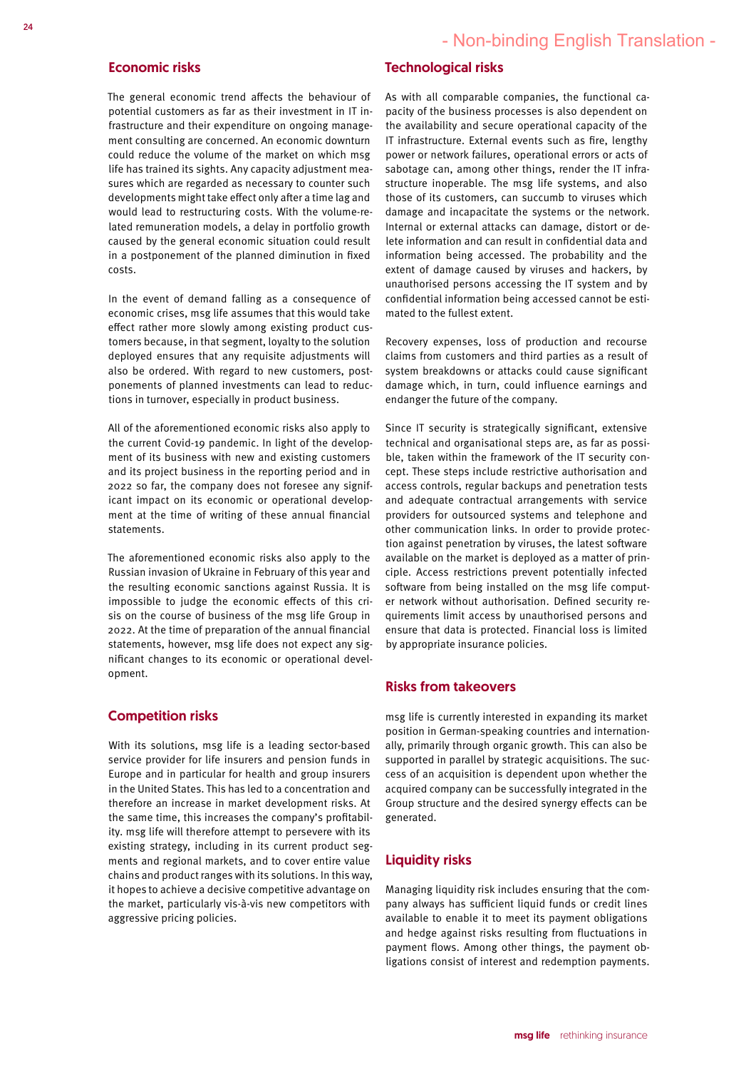## Economic risks

The general economic trend affects the behaviour of potential customers as far as their investment in IT infrastructure and their expenditure on ongoing management consulting are concerned. An economic downturn could reduce the volume of the market on which msg life has trained its sights. Any capacity adjustment measures which are regarded as necessary to counter such developments might take effect only after a time lag and would lead to restructuring costs. With the volume-related remuneration models, a delay in portfolio growth caused by the general economic situation could result in a postponement of the planned diminution in fixed costs.

In the event of demand falling as a consequence of economic crises, msg life assumes that this would take effect rather more slowly among existing product customers because, in that segment, loyalty to the solution deployed ensures that any requisite adjustments will also be ordered. With regard to new customers, postponements of planned investments can lead to reductions in turnover, especially in product business.

All of the aforementioned economic risks also apply to the current Covid-19 pandemic. In light of the development of its business with new and existing customers and its project business in the reporting period and in 2022 so far, the company does not foresee any significant impact on its economic or operational development at the time of writing of these annual financial statements.

The aforementioned economic risks also apply to the Russian invasion of Ukraine in February of this year and the resulting economic sanctions against Russia. It is impossible to judge the economic effects of this crisis on the course of business of the msg life Group in 2022. At the time of preparation of the annual financial statements, however, msg life does not expect any significant changes to its economic or operational development.

## Competition risks

With its solutions, msg life is a leading sector-based service provider for life insurers and pension funds in Europe and in particular for health and group insurers in the United States. This has led to a concentration and therefore an increase in market development risks. At the same time, this increases the company's profitability. msg life will therefore attempt to persevere with its existing strategy, including in its current product segments and regional markets, and to cover entire value chains and product ranges with its solutions. In this way, it hopes to achieve a decisive competitive advantage on the market, particularly vis-à-vis new competitors with aggressive pricing policies.

## Technological risks

As with all comparable companies, the functional capacity of the business processes is also dependent on the availability and secure operational capacity of the IT infrastructure. External events such as fire, lengthy power or network failures, operational errors or acts of sabotage can, among other things, render the IT infrastructure inoperable. The msg life systems, and also those of its customers, can succumb to viruses which damage and incapacitate the systems or the network. Internal or external attacks can damage, distort or delete information and can result in confidential data and information being accessed. The probability and the extent of damage caused by viruses and hackers, by unauthorised persons accessing the IT system and by confidential information being accessed cannot be estimated to the fullest extent.

Recovery expenses, loss of production and recourse claims from customers and third parties as a result of system breakdowns or attacks could cause significant damage which, in turn, could influence earnings and endanger the future of the company.

Since IT security is strategically significant, extensive technical and organisational steps are, as far as possible, taken within the framework of the IT security concept. These steps include restrictive authorisation and access controls, regular backups and penetration tests and adequate contractual arrangements with service providers for outsourced systems and telephone and other communication links. In order to provide protection against penetration by viruses, the latest software available on the market is deployed as a matter of principle. Access restrictions prevent potentially infected software from being installed on the msg life computer network without authorisation. Defined security requirements limit access by unauthorised persons and ensure that data is protected. Financial loss is limited by appropriate insurance policies.

## Risks from takeovers

msg life is currently interested in expanding its market position in German-speaking countries and internationally, primarily through organic growth. This can also be supported in parallel by strategic acquisitions. The success of an acquisition is dependent upon whether the acquired company can be successfully integrated in the Group structure and the desired synergy effects can be generated.

## Liquidity risks

Managing liquidity risk includes ensuring that the company always has sufficient liquid funds or credit lines available to enable it to meet its payment obligations and hedge against risks resulting from fluctuations in payment flows. Among other things, the payment obligations consist of interest and redemption payments.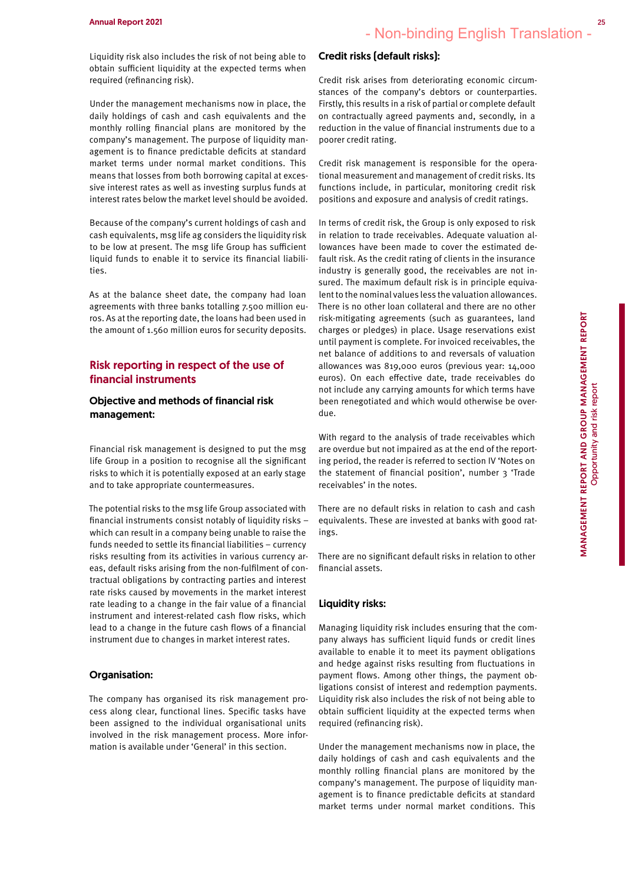- Non-binding English Translation -

Liquidity risk also includes the risk of not being able to obtain sufficient liquidity at the expected terms when required (refinancing risk).

Under the management mechanisms now in place, the daily holdings of cash and cash equivalents and the monthly rolling financial plans are monitored by the company's management. The purpose of liquidity management is to finance predictable deficits at standard market terms under normal market conditions. This means that losses from both borrowing capital at excessive interest rates as well as investing surplus funds at interest rates below the market level should be avoided.

Because of the company's current holdings of cash and cash equivalents, msg life ag considers the liquidity risk to be low at present. The msg life Group has sufficient liquid funds to enable it to service its financial liabilities.

As at the balance sheet date, the company had loan agreements with three banks totalling 7.500 million euros. As at the reporting date, the loans had been used in the amount of 1.560 million euros for security deposits.

## Risk reporting in respect of the use of financial instruments

### Objective and methods of financial risk management:

Financial risk management is designed to put the msg life Group in a position to recognise all the significant risks to which it is potentially exposed at an early stage and to take appropriate countermeasures.

The potential risks to the msg life Group associated with financial instruments consist notably of liquidity risks – which can result in a company being unable to raise the funds needed to settle its financial liabilities – currency risks resulting from its activities in various currency areas, default risks arising from the non-fulfilment of contractual obligations by contracting parties and interest rate risks caused by movements in the market interest rate leading to a change in the fair value of a financial instrument and interest-related cash flow risks, which lead to a change in the future cash flows of a financial instrument due to changes in market interest rates.

### Organisation:

The company has organised its risk management process along clear, functional lines. Specific tasks have been assigned to the individual organisational units involved in the risk management process. More information is available under 'General' in this section.

### Credit risks (default risks):

Credit risk arises from deteriorating economic circumstances of the company's debtors or counterparties. Firstly, this results in a risk of partial or complete default on contractually agreed payments and, secondly, in a reduction in the value of financial instruments due to a poorer credit rating.

Credit risk management is responsible for the operational measurement and management of credit risks. Its functions include, in particular, monitoring credit risk positions and exposure and analysis of credit ratings.

In terms of credit risk, the Group is only exposed to risk in relation to trade receivables. Adequate valuation allowances have been made to cover the estimated default risk. As the credit rating of clients in the insurance industry is generally good, the receivables are not insured. The maximum default risk is in principle equivalent to the nominal values less the valuation allowances. There is no other loan collateral and there are no other risk-mitigating agreements (such as guarantees, land charges or pledges) in place. Usage reservations exist until payment is complete. For invoiced receivables, the net balance of additions to and reversals of valuation allowances was 819,000 euros (previous year: 14,000 euros). On each effective date, trade receivables do not include any carrying amounts for which terms have been renegotiated and which would otherwise be overdue.

With regard to the analysis of trade receivables which are overdue but not impaired as at the end of the reporting period, the reader is referred to section IV 'Notes on the statement of financial position', number 3 'Trade receivables' in the notes.

There are no default risks in relation to cash and cash equivalents. These are invested at banks with good ratings.

There are no significant default risks in relation to other financial assets.

### Liquidity risks:

Managing liquidity risk includes ensuring that the company always has sufficient liquid funds or credit lines available to enable it to meet its payment obligations and hedge against risks resulting from fluctuations in payment flows. Among other things, the payment obligations consist of interest and redemption payments. Liquidity risk also includes the risk of not being able to obtain sufficient liquidity at the expected terms when required (refinancing risk).

Under the management mechanisms now in place, the daily holdings of cash and cash equivalents and the monthly rolling financial plans are monitored by the company's management. The purpose of liquidity management is to finance predictable deficits at standard market terms under normal market conditions. This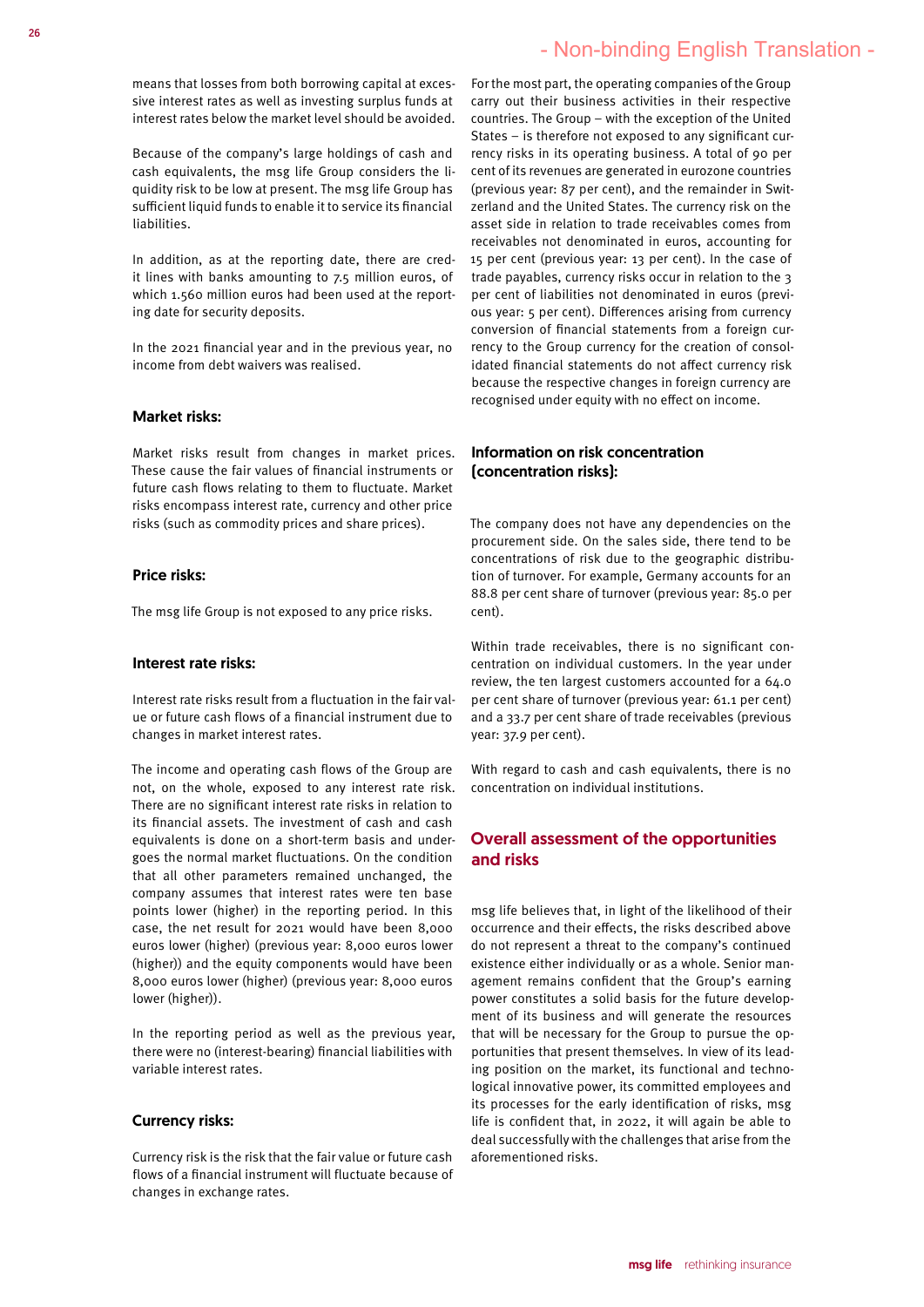means that losses from both borrowing capital at excessive interest rates as well as investing surplus funds at interest rates below the market level should be avoided.

Because of the company's large holdings of cash and cash equivalents, the msg life Group considers the liquidity risk to be low at present. The msg life Group has sufficient liquid funds to enable it to service its financial liabilities.

In addition, as at the reporting date, there are credit lines with banks amounting to 7.5 million euros, of which 1.560 million euros had been used at the reporting date for security deposits.

In the 2021 financial year and in the previous year, no income from debt waivers was realised.

### Market risks:

Market risks result from changes in market prices. These cause the fair values of financial instruments or future cash flows relating to them to fluctuate. Market risks encompass interest rate, currency and other price risks (such as commodity prices and share prices).

### Price risks:

The msg life Group is not exposed to any price risks.

### Interest rate risks:

Interest rate risks result from a fluctuation in the fair value or future cash flows of a financial instrument due to changes in market interest rates.

The income and operating cash flows of the Group are not, on the whole, exposed to any interest rate risk. There are no significant interest rate risks in relation to its financial assets. The investment of cash and cash equivalents is done on a short-term basis and undergoes the normal market fluctuations. On the condition that all other parameters remained unchanged, the company assumes that interest rates were ten base points lower (higher) in the reporting period. In this case, the net result for 2021 would have been 8,000 euros lower (higher) (previous year: 8,000 euros lower (higher)) and the equity components would have been 8,000 euros lower (higher) (previous year: 8,000 euros lower (higher)).

In the reporting period as well as the previous year, there were no (interest-bearing) financial liabilities with variable interest rates.

### Currency risks:

Currency risk is the risk that the fair value or future cash flows of a financial instrument will fluctuate because of changes in exchange rates.

For the most part, the operating companies of the Group carry out their business activities in their respective countries. The Group – with the exception of the United States – is therefore not exposed to any significant currency risks in its operating business. A total of 90 per cent of its revenues are generated in eurozone countries (previous year: 87 per cent), and the remainder in Switzerland and the United States. The currency risk on the asset side in relation to trade receivables comes from receivables not denominated in euros, accounting for 15 per cent (previous year: 13 per cent). In the case of trade payables, currency risks occur in relation to the 3 per cent of liabilities not denominated in euros (previous year: 5 per cent). Differences arising from currency conversion of financial statements from a foreign currency to the Group currency for the creation of consolidated financial statements do not affect currency risk because the respective changes in foreign currency are recognised under equity with no effect on income.

### Information on risk concentration (concentration risks):

The company does not have any dependencies on the procurement side. On the sales side, there tend to be concentrations of risk due to the geographic distribution of turnover. For example, Germany accounts for an 88.8 per cent share of turnover (previous year: 85.0 per cent).

Within trade receivables, there is no significant concentration on individual customers. In the year under review, the ten largest customers accounted for a 64.0 per cent share of turnover (previous year: 61.1 per cent) and a 33.7 per cent share of trade receivables (previous year: 37.9 per cent).

With regard to cash and cash equivalents, there is no concentration on individual institutions.

## Overall assessment of the opportunities and risks

msg life believes that, in light of the likelihood of their occurrence and their effects, the risks described above do not represent a threat to the company's continued existence either individually or as a whole. Senior management remains confident that the Group's earning power constitutes a solid basis for the future development of its business and will generate the resources that will be necessary for the Group to pursue the opportunities that present themselves. In view of its leading position on the market, its functional and technological innovative power, its committed employees and its processes for the early identification of risks, msg life is confident that, in 2022, it will again be able to deal successfully with the challenges that arise from the aforementioned risks.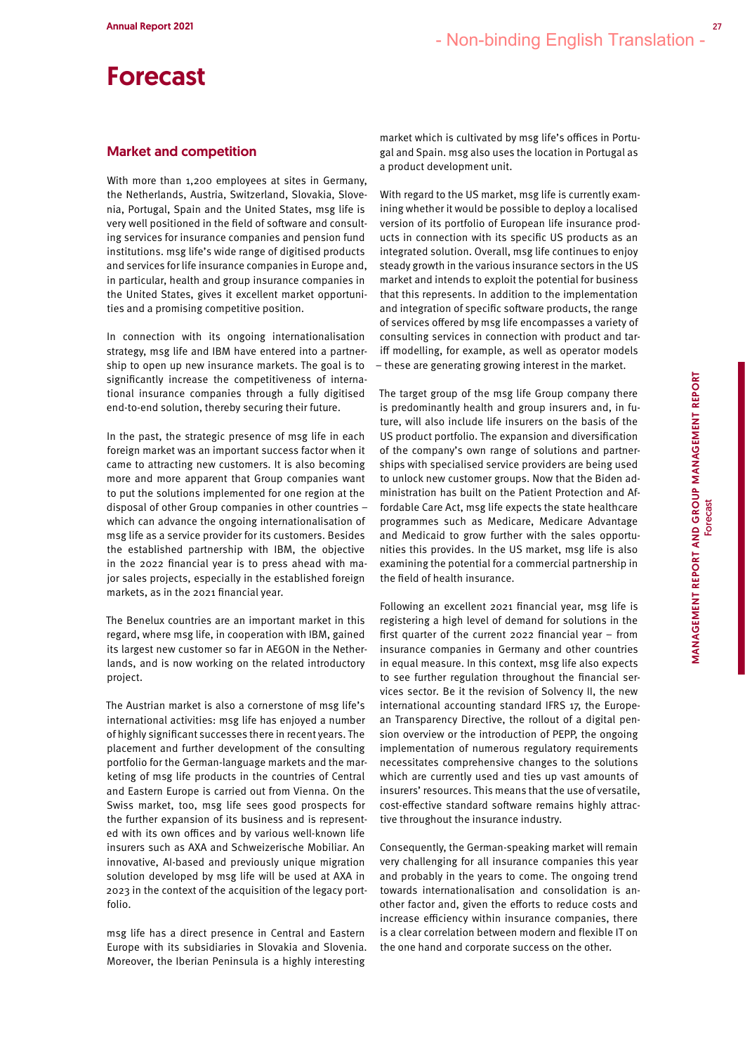# Forecast

## Market and competition

With more than 1,200 employees at sites in Germany, the Netherlands, Austria, Switzerland, Slovakia, Slovenia, Portugal, Spain and the United States, msg life is very well positioned in the field of software and consulting services for insurance companies and pension fund institutions. msg life's wide range of digitised products and services for life insurance companies in Europe and, in particular, health and group insurance companies in the United States, gives it excellent market opportunities and a promising competitive position.

In connection with its ongoing internationalisation strategy, msg life and IBM have entered into a partnership to open up new insurance markets. The goal is to significantly increase the competitiveness of international insurance companies through a fully digitised end-to-end solution, thereby securing their future.

In the past, the strategic presence of msg life in each foreign market was an important success factor when it came to attracting new customers. It is also becoming more and more apparent that Group companies want to put the solutions implemented for one region at the disposal of other Group companies in other countries – which can advance the ongoing internationalisation of msg life as a service provider for its customers. Besides the established partnership with IBM, the objective in the 2022 financial year is to press ahead with major sales projects, especially in the established foreign markets, as in the 2021 financial year.

The Benelux countries are an important market in this regard, where msg life, in cooperation with IBM, gained its largest new customer so far in AEGON in the Netherlands, and is now working on the related introductory project.

The Austrian market is also a cornerstone of msg life's international activities: msg life has enjoyed a number of highly significant successes there in recent years. The placement and further development of the consulting portfolio for the German-language markets and the marketing of msg life products in the countries of Central and Eastern Europe is carried out from Vienna. On the Swiss market, too, msg life sees good prospects for the further expansion of its business and is represented with its own offices and by various well-known life insurers such as AXA and Schweizerische Mobiliar. An innovative, AI-based and previously unique migration solution developed by msg life will be used at AXA in 2023 in the context of the acquisition of the legacy portfolio.

msg life has a direct presence in Central and Eastern Europe with its subsidiaries in Slovakia and Slovenia. Moreover, the Iberian Peninsula is a highly interesting market which is cultivated by msg life's offices in Portugal and Spain. msg also uses the location in Portugal as a product development unit.

With regard to the US market, msg life is currently examining whether it would be possible to deploy a localised version of its portfolio of European life insurance products in connection with its specific US products as an integrated solution. Overall, msg life continues to enjoy steady growth in the various insurance sectors in the US market and intends to exploit the potential for business that this represents. In addition to the implementation and integration of specific software products, the range of services offered by msg life encompasses a variety of consulting services in connection with product and tariff modelling, for example, as well as operator models – these are generating growing interest in the market.

The target group of the msg life Group company there is predominantly health and group insurers and, in future, will also include life insurers on the basis of the US product portfolio. The expansion and diversification of the company's own range of solutions and partnerships with specialised service providers are being used to unlock new customer groups. Now that the Biden administration has built on the Patient Protection and Affordable Care Act, msg life expects the state healthcare programmes such as Medicare, Medicare Advantage and Medicaid to grow further with the sales opportunities this provides. In the US market, msg life is also examining the potential for a commercial partnership in the field of health insurance.

Following an excellent 2021 financial year, msg life is registering a high level of demand for solutions in the first quarter of the current 2022 financial year – from insurance companies in Germany and other countries in equal measure. In this context, msg life also expects to see further regulation throughout the financial services sector. Be it the revision of Solvency II, the new international accounting standard IFRS 17, the European Transparency Directive, the rollout of a digital pension overview or the introduction of PEPP, the ongoing implementation of numerous regulatory requirements necessitates comprehensive changes to the solutions which are currently used and ties up vast amounts of insurers' resources. This means that the use of versatile, cost-effective standard software remains highly attractive throughout the insurance industry.

Consequently, the German-speaking market will remain very challenging for all insurance companies this year and probably in the years to come. The ongoing trend towards internationalisation and consolidation is another factor and, given the efforts to reduce costs and increase efficiency within insurance companies, there is a clear correlation between modern and flexible IT on the one hand and corporate success on the other.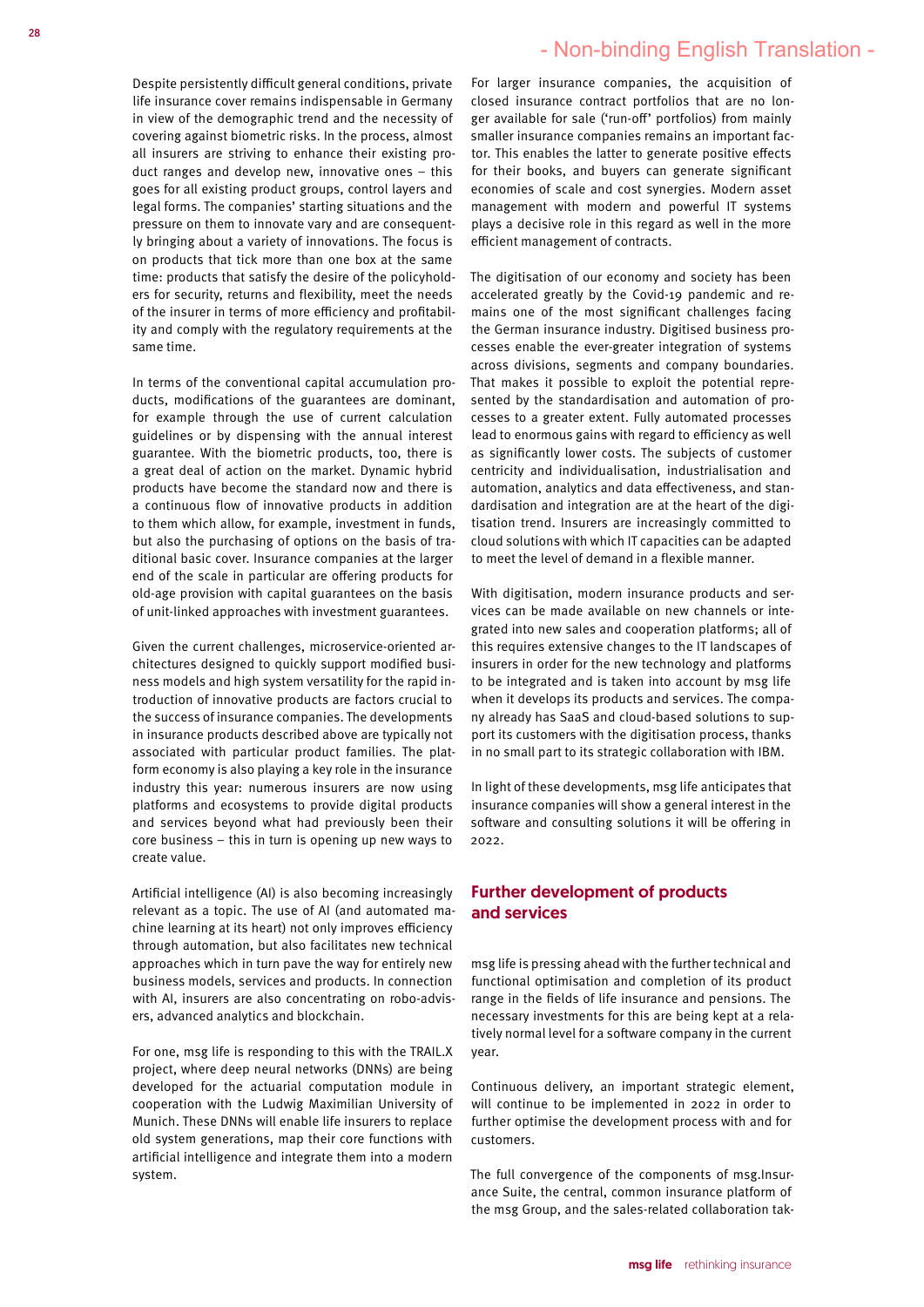Despite persistently difficult general conditions, private life insurance cover remains indispensable in Germany in view of the demographic trend and the necessity of covering against biometric risks. In the process, almost all insurers are striving to enhance their existing product ranges and develop new, innovative ones – this goes for all existing product groups, control layers and legal forms. The companies' starting situations and the pressure on them to innovate vary and are consequently bringing about a variety of innovations. The focus is on products that tick more than one box at the same time: products that satisfy the desire of the policyholders for security, returns and flexibility, meet the needs of the insurer in terms of more efficiency and profitability and comply with the regulatory requirements at the same time.

In terms of the conventional capital accumulation products, modifications of the guarantees are dominant, for example through the use of current calculation guidelines or by dispensing with the annual interest guarantee. With the biometric products, too, there is a great deal of action on the market. Dynamic hybrid products have become the standard now and there is a continuous flow of innovative products in addition to them which allow, for example, investment in funds, but also the purchasing of options on the basis of traditional basic cover. Insurance companies at the larger end of the scale in particular are offering products for old-age provision with capital guarantees on the basis of unit-linked approaches with investment guarantees.

Given the current challenges, microservice-oriented architectures designed to quickly support modified business models and high system versatility for the rapid introduction of innovative products are factors crucial to the success of insurance companies. The developments in insurance products described above are typically not associated with particular product families. The platform economy is also playing a key role in the insurance industry this year: numerous insurers are now using platforms and ecosystems to provide digital products and services beyond what had previously been their core business – this in turn is opening up new ways to create value.

Artificial intelligence (AI) is also becoming increasingly relevant as a topic. The use of AI (and automated machine learning at its heart) not only improves efficiency through automation, but also facilitates new technical approaches which in turn pave the way for entirely new business models, services and products. In connection with AI, insurers are also concentrating on robo-advisers, advanced analytics and blockchain.

For one, msg life is responding to this with the TRAIL.X project, where deep neural networks (DNNs) are being developed for the actuarial computation module in cooperation with the Ludwig Maximilian University of Munich. These DNNs will enable life insurers to replace old system generations, map their core functions with artificial intelligence and integrate them into a modern system.

For larger insurance companies, the acquisition of closed insurance contract portfolios that are no longer available for sale ('run-off' portfolios) from mainly smaller insurance companies remains an important factor. This enables the latter to generate positive effects for their books, and buyers can generate significant economies of scale and cost synergies. Modern asset management with modern and powerful IT systems plays a decisive role in this regard as well in the more efficient management of contracts.

The digitisation of our economy and society has been accelerated greatly by the Covid-19 pandemic and remains one of the most significant challenges facing the German insurance industry. Digitised business processes enable the ever-greater integration of systems across divisions, segments and company boundaries. That makes it possible to exploit the potential represented by the standardisation and automation of processes to a greater extent. Fully automated processes lead to enormous gains with regard to efficiency as well as significantly lower costs. The subjects of customer centricity and individualisation, industrialisation and automation, analytics and data effectiveness, and standardisation and integration are at the heart of the digitisation trend. Insurers are increasingly committed to cloud solutions with which IT capacities can be adapted to meet the level of demand in a flexible manner.

With digitisation, modern insurance products and services can be made available on new channels or integrated into new sales and cooperation platforms; all of this requires extensive changes to the IT landscapes of insurers in order for the new technology and platforms to be integrated and is taken into account by msg life when it develops its products and services. The company already has SaaS and cloud-based solutions to support its customers with the digitisation process, thanks in no small part to its strategic collaboration with IBM.

In light of these developments, msg life anticipates that insurance companies will show a general interest in the software and consulting solutions it will be offering in 2022.

## Further development of products and services

msg life is pressing ahead with the further technical and functional optimisation and completion of its product range in the fields of life insurance and pensions. The necessary investments for this are being kept at a relatively normal level for a software company in the current year.

Continuous delivery, an important strategic element, will continue to be implemented in 2022 in order to further optimise the development process with and for customers.

The full convergence of the components of msg.Insurance Suite, the central, common insurance platform of the msg Group, and the sales-related collaboration tak-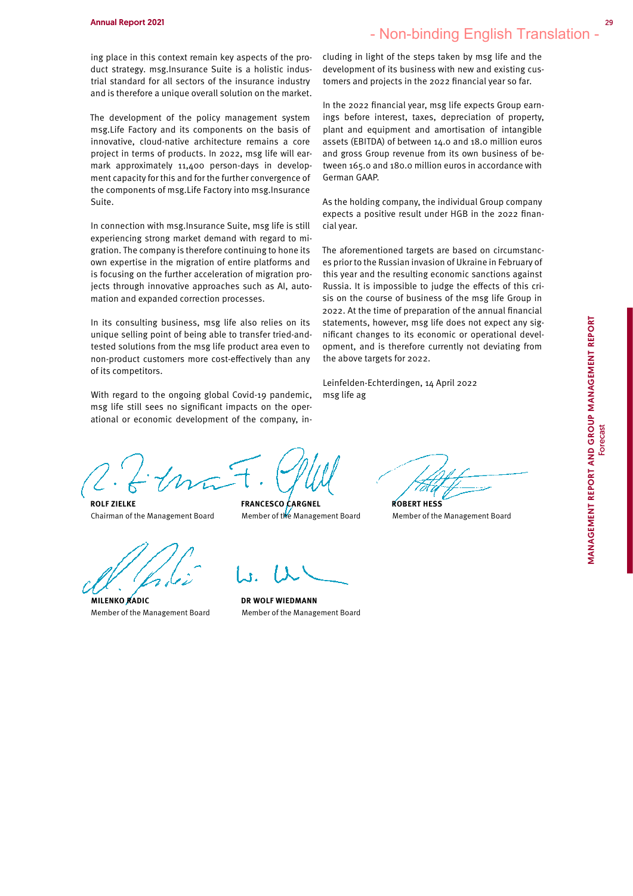ing place in this context remain key aspects of the product strategy. msg.Insurance Suite is a holistic industrial standard for all sectors of the insurance industry and is therefore a unique overall solution on the market.

The development of the policy management system msg.Life Factory and its components on the basis of innovative, cloud-native architecture remains a core project in terms of products. In 2022, msg life will earmark approximately 11,400 person-days in development capacity for this and for the further convergence of the components of msg.Life Factory into msg.Insurance Suite.

In connection with msg.Insurance Suite, msg life is still experiencing strong market demand with regard to migration. The company is therefore continuing to hone its own expertise in the migration of entire platforms and is focusing on the further acceleration of migration projects through innovative approaches such as AI, automation and expanded correction processes.

In its consulting business, msg life also relies on its unique selling point of being able to transfer tried-and-tested solutions from the msg life product area even to non-product customers more cost-effectively than any of its competitors.

With regard to the ongoing global Covid-19 pandemic, msg life still sees no significant impacts on the operational or economic development of the company, including in light of the steps taken by msg life and the development of its business with new and existing customers and projects in the 2022 financial year so far.

In the 2022 financial year, msg life expects Group earnings before interest, taxes, depreciation of property, plant and equipment and amortisation of intangible assets (EBITDA) of between 14.0 and 18.0 million euros and gross Group revenue from its own business of between 165.0 and 180.0 million euros in accordance with German GAAP.

As the holding company, the individual Group company expects a positive result under HGB in the 2022 financial year.

The aforementioned targets are based on circumstances prior to the Russian invasion of Ukraine in February of this year and the resulting economic sanctions against Russia. It is impossible to judge the effects of this crisis on the course of business of the msg life Group in 2022. At the time of preparation of the annual financial statements, however, msg life does not expect any significant changes to its economic or operational development, and is therefore currently not deviating from the above targets for 2022.

Leinfelden-Echterdingen, 14 April 2022
msg life ag

**ROLF ZIELKE**
Chairman of the Management Board

**FRANCESCO CARGNEL**
Member of the Management Board

**ROBERT HESS**
Member of the Management Board

**MILENKO RADIC**
Member of the Management Board

**DR WOLF WIEDMANN**
Member of the Management Board